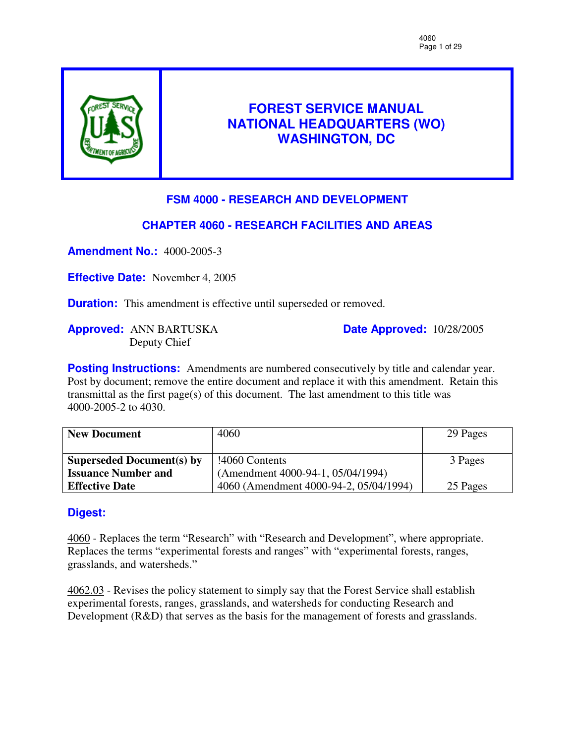# FOREST SERVICE MANUAL
# NATIONAL HEADQUARTERS (WO)
# WASHINGTON, DC

## FSM 4000 - RESEARCH AND DEVELOPMENT

## CHAPTER 4060 - RESEARCH FACILITIES AND AREAS

**Amendment No.:** 4000-2005-3

**Effective Date:** November 4, 2005

**Duration:** This amendment is effective until superseded or removed.

**Approved:** ANN BARTUSKA
Deputy Chief

**Date Approved:** 10/28/2005

**Posting Instructions:** Amendments are numbered consecutively by title and calendar year. Post by document; remove the entire document and replace it with this amendment. Retain this transmittal as the first page(s) of this document. The last amendment to this title was 4000-2005-2 to 4030.

| **New Document** | 4060 | 29 Pages |
|---|---|---|
| **Superseded Document(s) by Issuance Number and Effective Date** | !4060 Contents (Amendment 4000-94-1, 05/04/1994)<br>4060 (Amendment 4000-94-2, 05/04/1994) | 3 Pages<br><br>25 Pages |

### Digest:

4060 - Replaces the term "Research" with "Research and Development", where appropriate. Replaces the terms "experimental forests and ranges" with "experimental forests, ranges, grasslands, and watersheds."

4062.03 - Revises the policy statement to simply say that the Forest Service shall establish experimental forests, ranges, grasslands, and watersheds for conducting Research and Development (R&D) that serves as the basis for the management of forests and grasslands.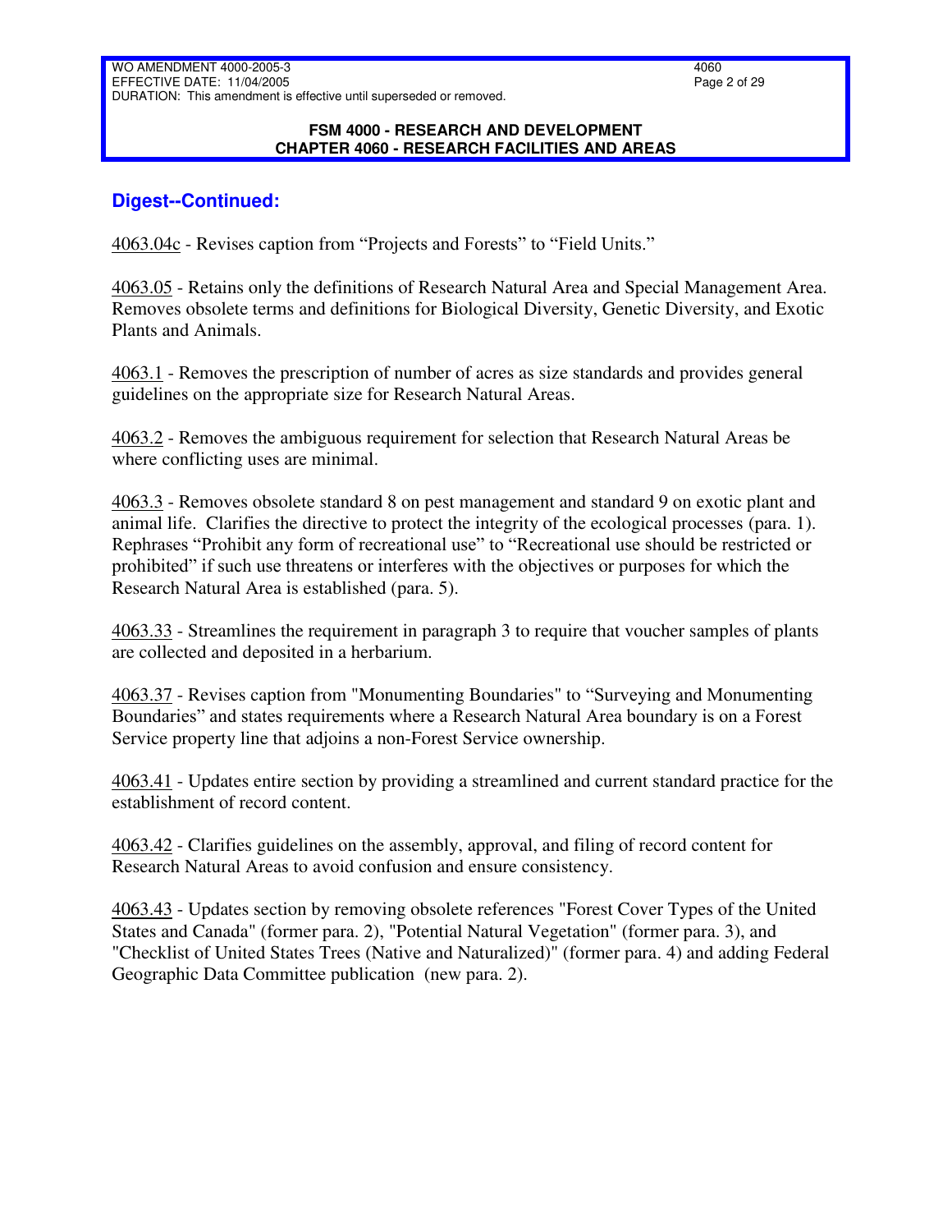## Digest--Continued:

4063.04c - Revises caption from "Projects and Forests" to "Field Units."

4063.05 - Retains only the definitions of Research Natural Area and Special Management Area. Removes obsolete terms and definitions for Biological Diversity, Genetic Diversity, and Exotic Plants and Animals.

4063.1 - Removes the prescription of number of acres as size standards and provides general guidelines on the appropriate size for Research Natural Areas.

4063.2 - Removes the ambiguous requirement for selection that Research Natural Areas be where conflicting uses are minimal.

4063.3 - Removes obsolete standard 8 on pest management and standard 9 on exotic plant and animal life. Clarifies the directive to protect the integrity of the ecological processes (para. 1). Rephrases "Prohibit any form of recreational use" to "Recreational use should be restricted or prohibited" if such use threatens or interferes with the objectives or purposes for which the Research Natural Area is established (para. 5).

4063.33 - Streamlines the requirement in paragraph 3 to require that voucher samples of plants are collected and deposited in a herbarium.

4063.37 - Revises caption from "Monumenting Boundaries" to "Surveying and Monumenting Boundaries" and states requirements where a Research Natural Area boundary is on a Forest Service property line that adjoins a non-Forest Service ownership.

4063.41 - Updates entire section by providing a streamlined and current standard practice for the establishment of record content.

4063.42 - Clarifies guidelines on the assembly, approval, and filing of record content for Research Natural Areas to avoid confusion and ensure consistency.

4063.43 - Updates section by removing obsolete references "Forest Cover Types of the United States and Canada" (former para. 2), "Potential Natural Vegetation" (former para. 3), and "Checklist of United States Trees (Native and Naturalized)" (former para. 4) and adding Federal Geographic Data Committee publication (new para. 2).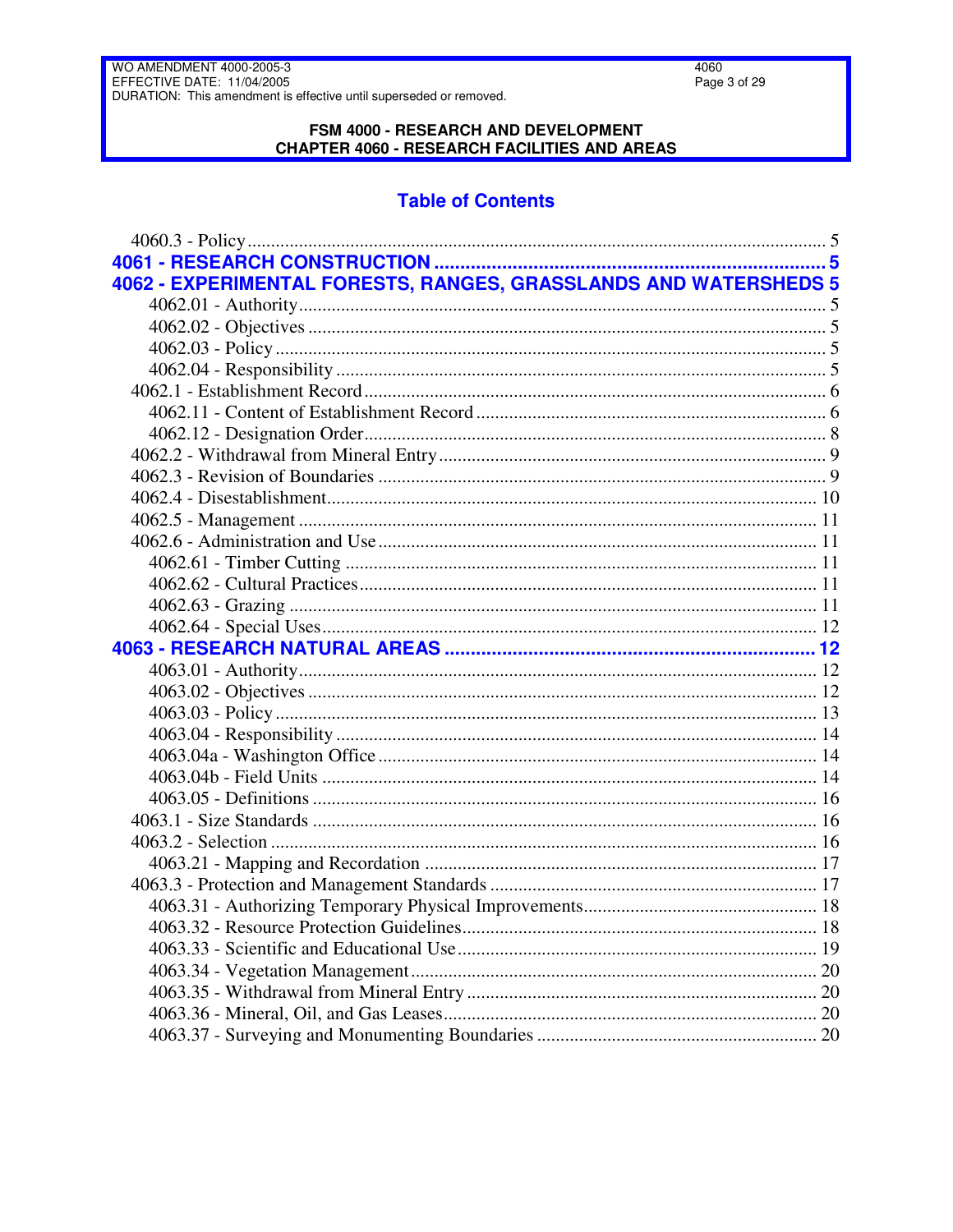## Table of Contents

4060.3 - Policy ........................................................................................................................ 5

**4061 - RESEARCH CONSTRUCTION ........................................................................ 5**

**4062 - EXPERIMENTAL FORESTS, RANGES, GRASSLANDS AND WATERSHEDS 5**

- 4062.01 - Authority ................................................................................................................ 5
- 4062.02 - Objectives .............................................................................................................. 5
- 4062.03 - Policy ..................................................................................................................... 5
- 4062.04 - Responsibility ........................................................................................................ 5

4062.1 - Establishment Record ................................................................................................. 6

- 4062.11 - Content of Establishment Record ........................................................................... 6
- 4062.12 - Designation Order .................................................................................................. 8

4062.2 - Withdrawal from Mineral Entry ................................................................................... 9

4062.3 - Revision of Boundaries ............................................................................................... 9

4062.4 - Disestablishment ........................................................................................................ 10

4062.5 - Management ............................................................................................................... 11

4062.6 - Administration and Use .............................................................................................. 11

- 4062.61 - Timber Cutting ...................................................................................................... 11
- 4062.62 - Cultural Practices ................................................................................................... 11
- 4062.63 - Grazing .................................................................................................................. 11
- 4062.64 - Special Uses ........................................................................................................... 12

**4063 - RESEARCH NATURAL AREAS ...................................................................... 12**

- 4063.01 - Authority ................................................................................................................ 12
- 4063.02 - Objectives .............................................................................................................. 12
- 4063.03 - Policy ..................................................................................................................... 13
- 4063.04 - Responsibility ........................................................................................................ 14
- 4063.04a - Washington Office ............................................................................................... 14
- 4063.04b - Field Units ........................................................................................................... 14
- 4063.05 - Definitions ............................................................................................................. 16

4063.1 - Size Standards ............................................................................................................. 16

4063.2 - Selection ...................................................................................................................... 16

- 4063.21 - Mapping and Recordation ..................................................................................... 17

4063.3 - Protection and Management Standards ...................................................................... 17

- 4063.31 - Authorizing Temporary Physical Improvements ................................................... 18
- 4063.32 - Resource Protection Guidelines ............................................................................. 18
- 4063.33 - Scientific and Educational Use .............................................................................. 19
- 4063.34 - Vegetation Management ........................................................................................ 20
- 4063.35 - Withdrawal from Mineral Entry ............................................................................ 20
- 4063.36 - Mineral, Oil, and Gas Leases ................................................................................. 20
- 4063.37 - Surveying and Monumenting Boundaries ............................................................. 20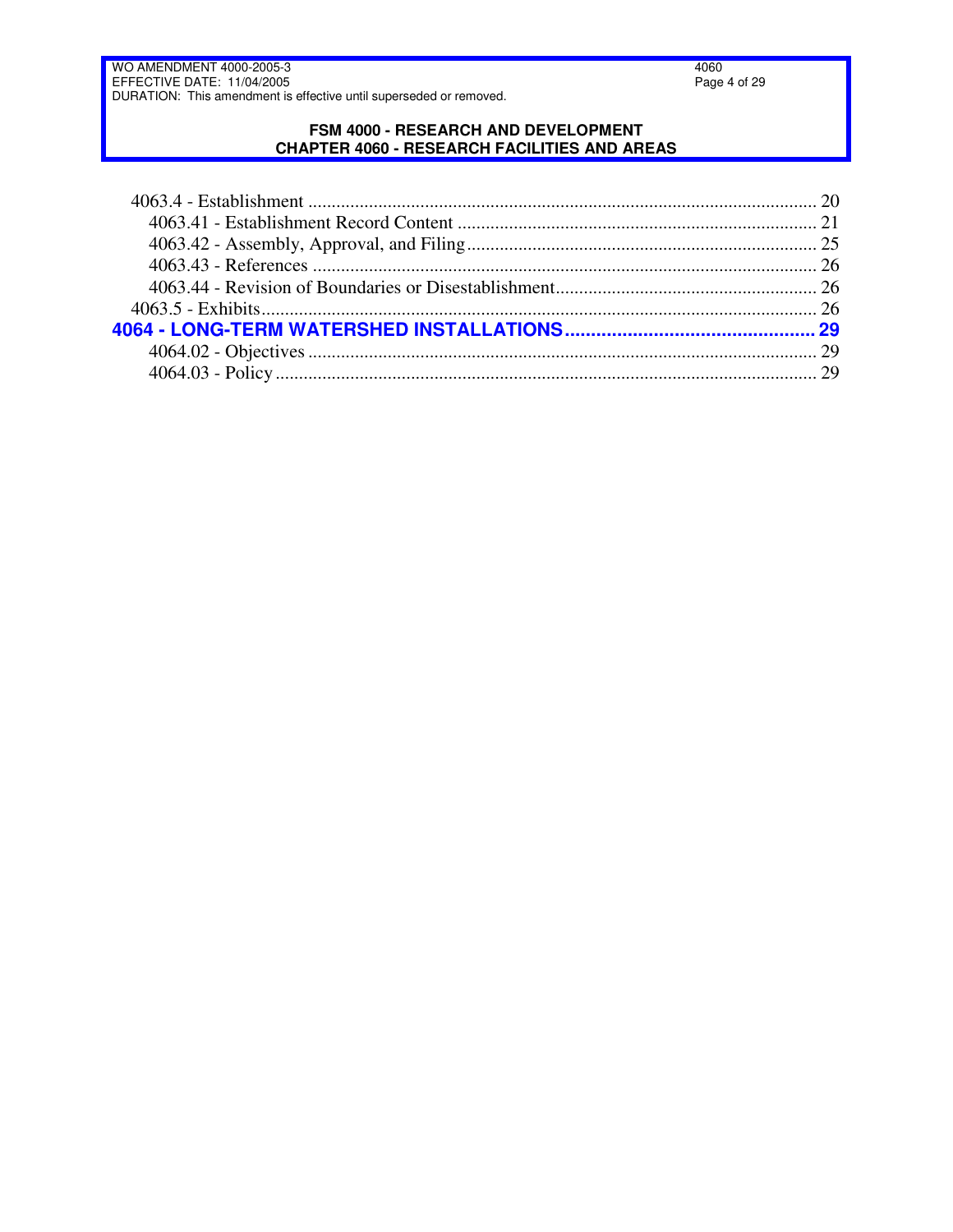4063.4 - Establishment ........................................................................................................... 20
  4063.41 - Establishment Record Content ............................................................................ 21
  4063.42 - Assembly, Approval, and Filing .......................................................................... 25
  4063.43 - References .......................................................................................................... 26
  4063.44 - Revision of Boundaries or Disestablishment ....................................................... 26
4063.5 - Exhibits ..................................................................................................................... 26

**4064 - LONG-TERM WATERSHED INSTALLATIONS ............................................... 29**

  4064.02 - Objectives ............................................................................................................ 29
  4064.03 - Policy ................................................................................................................... 29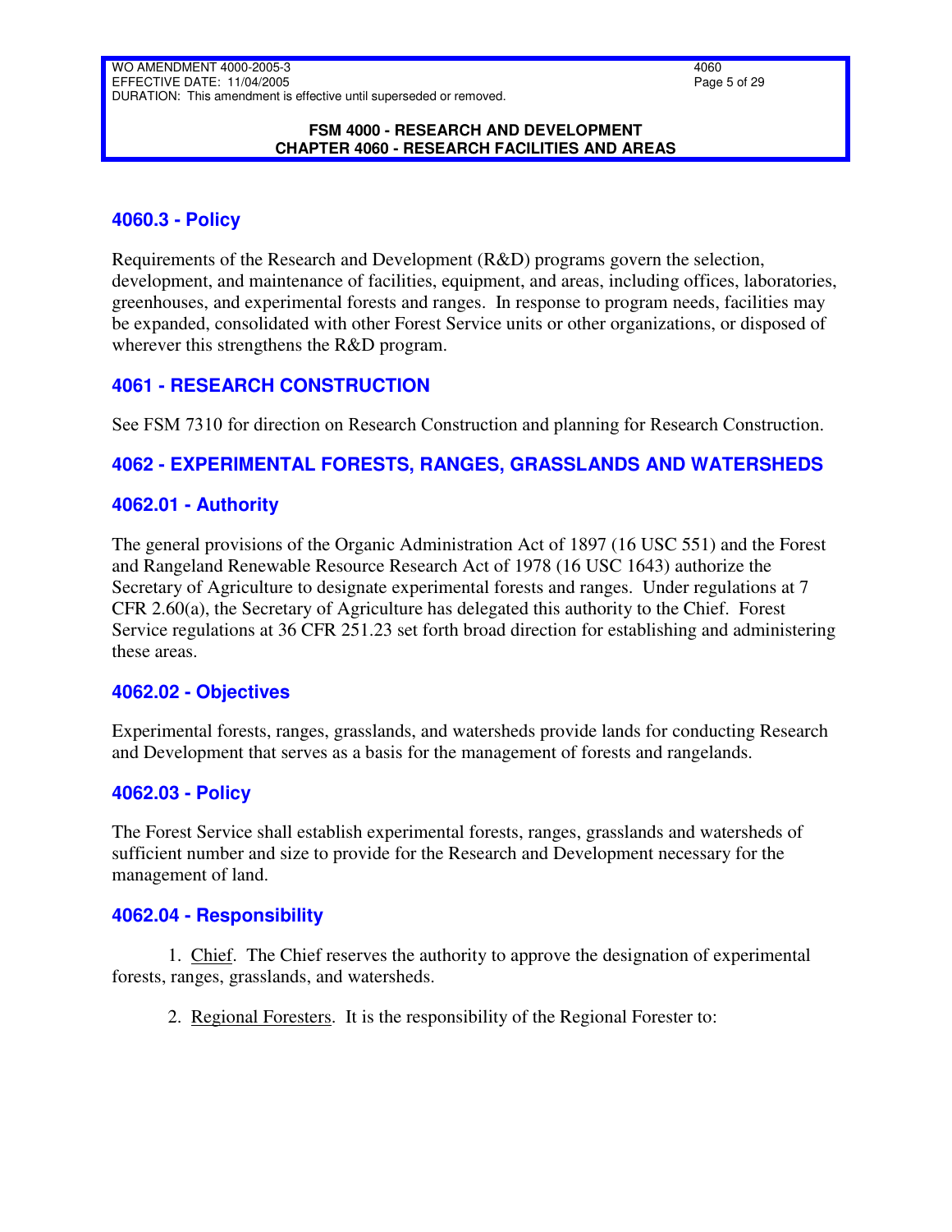## 4060.3 - Policy

Requirements of the Research and Development (R&D) programs govern the selection, development, and maintenance of facilities, equipment, and areas, including offices, laboratories, greenhouses, and experimental forests and ranges. In response to program needs, facilities may be expanded, consolidated with other Forest Service units or other organizations, or disposed of wherever this strengthens the R&D program.

## 4061 - RESEARCH CONSTRUCTION

See FSM 7310 for direction on Research Construction and planning for Research Construction.

## 4062 - EXPERIMENTAL FORESTS, RANGES, GRASSLANDS AND WATERSHEDS

## 4062.01 - Authority

The general provisions of the Organic Administration Act of 1897 (16 USC 551) and the Forest and Rangeland Renewable Resource Research Act of 1978 (16 USC 1643) authorize the Secretary of Agriculture to designate experimental forests and ranges. Under regulations at 7 CFR 2.60(a), the Secretary of Agriculture has delegated this authority to the Chief. Forest Service regulations at 36 CFR 251.23 set forth broad direction for establishing and administering these areas.

## 4062.02 - Objectives

Experimental forests, ranges, grasslands, and watersheds provide lands for conducting Research and Development that serves as a basis for the management of forests and rangelands.

## 4062.03 - Policy

The Forest Service shall establish experimental forests, ranges, grasslands and watersheds of sufficient number and size to provide for the Research and Development necessary for the management of land.

## 4062.04 - Responsibility

1. Chief. The Chief reserves the authority to approve the designation of experimental forests, ranges, grasslands, and watersheds.

2. Regional Foresters. It is the responsibility of the Regional Forester to: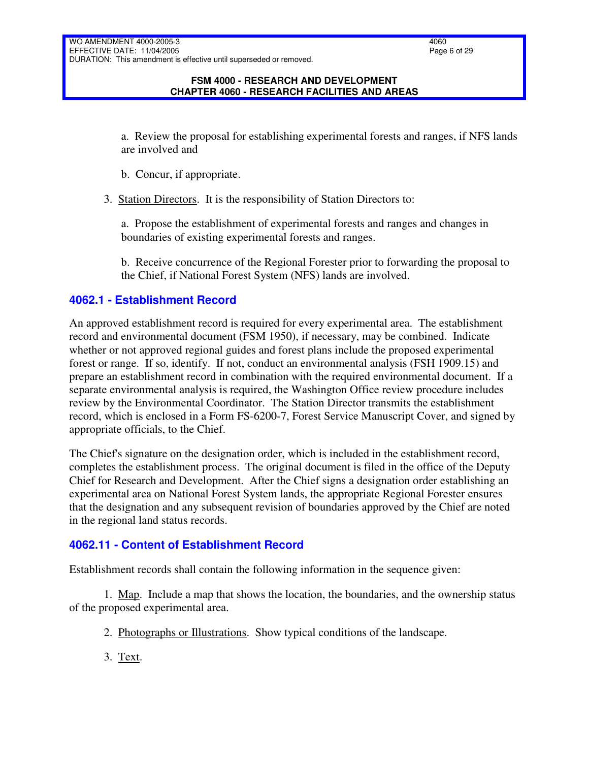a. Review the proposal for establishing experimental forests and ranges, if NFS lands are involved and

b. Concur, if appropriate.

3. Station Directors. It is the responsibility of Station Directors to:

a. Propose the establishment of experimental forests and ranges and changes in boundaries of existing experimental forests and ranges.

b. Receive concurrence of the Regional Forester prior to forwarding the proposal to the Chief, if National Forest System (NFS) lands are involved.

## 4062.1 - Establishment Record

An approved establishment record is required for every experimental area. The establishment record and environmental document (FSM 1950), if necessary, may be combined. Indicate whether or not approved regional guides and forest plans include the proposed experimental forest or range. If so, identify. If not, conduct an environmental analysis (FSH 1909.15) and prepare an establishment record in combination with the required environmental document. If a separate environmental analysis is required, the Washington Office review procedure includes review by the Environmental Coordinator. The Station Director transmits the establishment record, which is enclosed in a Form FS-6200-7, Forest Service Manuscript Cover, and signed by appropriate officials, to the Chief.

The Chief's signature on the designation order, which is included in the establishment record, completes the establishment process. The original document is filed in the office of the Deputy Chief for Research and Development. After the Chief signs a designation order establishing an experimental area on National Forest System lands, the appropriate Regional Forester ensures that the designation and any subsequent revision of boundaries approved by the Chief are noted in the regional land status records.

## 4062.11 - Content of Establishment Record

Establishment records shall contain the following information in the sequence given:

1. Map. Include a map that shows the location, the boundaries, and the ownership status of the proposed experimental area.

2. Photographs or Illustrations. Show typical conditions of the landscape.

3. Text.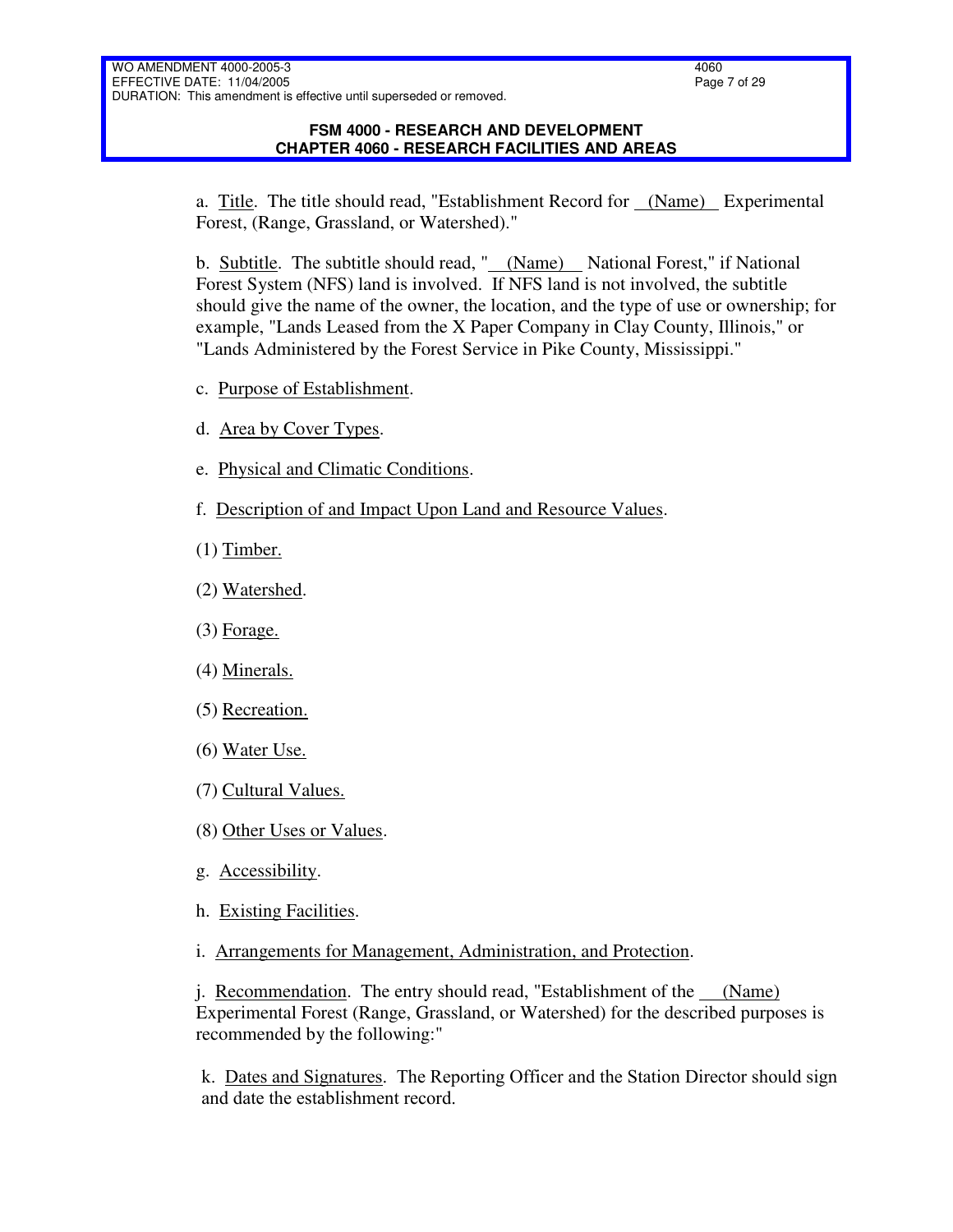a. Title. The title should read, "Establishment Record for __(Name)__ Experimental Forest, (Range, Grassland, or Watershed)."

b. Subtitle. The subtitle should read, "__(Name)__ National Forest," if National Forest System (NFS) land is involved. If NFS land is not involved, the subtitle should give the name of the owner, the location, and the type of use or ownership; for example, "Lands Leased from the X Paper Company in Clay County, Illinois," or "Lands Administered by the Forest Service in Pike County, Mississippi."

c. Purpose of Establishment.

d. Area by Cover Types.

e. Physical and Climatic Conditions.

f. Description of and Impact Upon Land and Resource Values.

(1) Timber.

(2) Watershed.

(3) Forage.

(4) Minerals.

(5) Recreation.

(6) Water Use.

(7) Cultural Values.

(8) Other Uses or Values.

g. Accessibility.

h. Existing Facilities.

i. Arrangements for Management, Administration, and Protection.

j. Recommendation. The entry should read, "Establishment of the __(Name)__ Experimental Forest (Range, Grassland, or Watershed) for the described purposes is recommended by the following:"

k. Dates and Signatures. The Reporting Officer and the Station Director should sign and date the establishment record.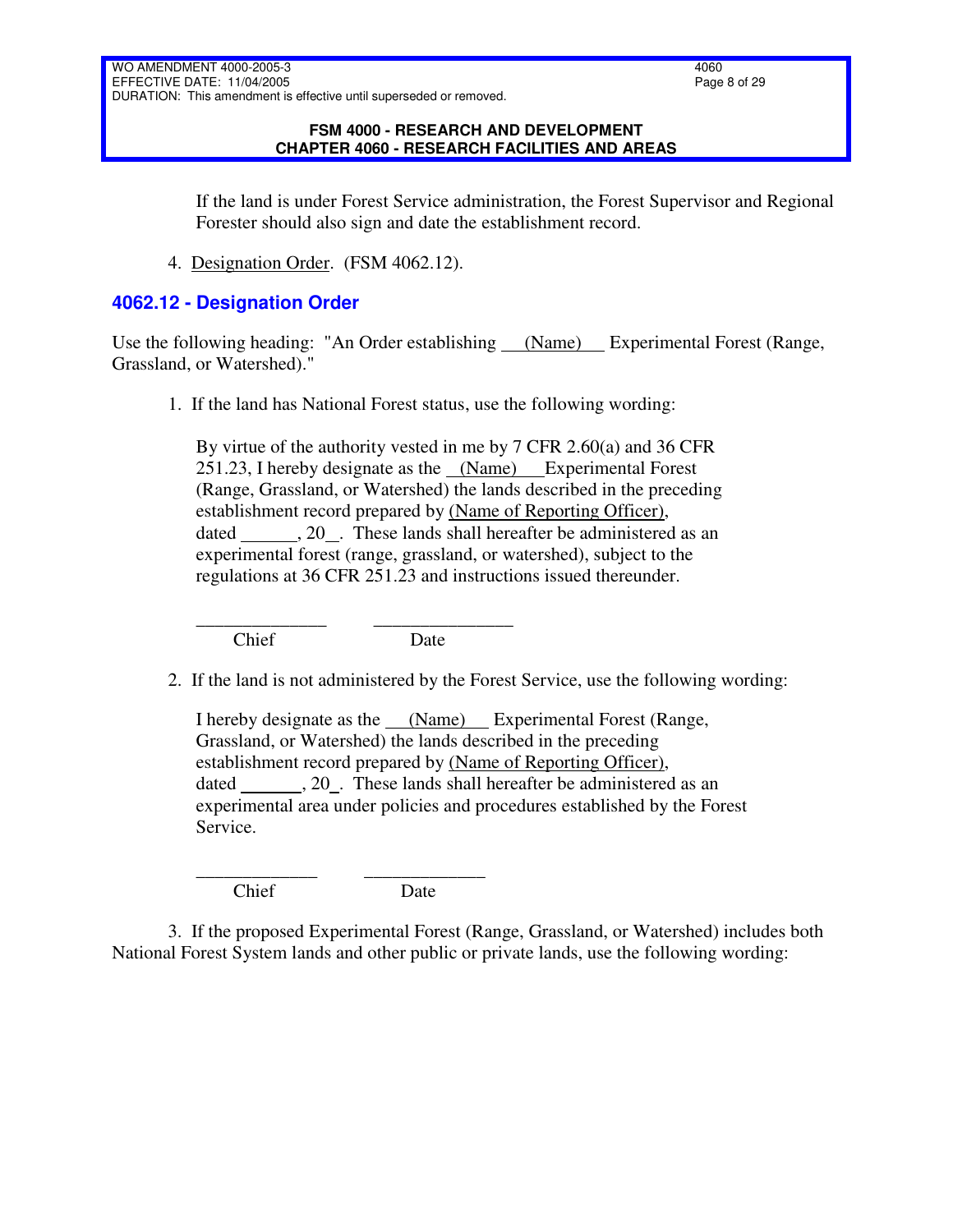If the land is under Forest Service administration, the Forest Supervisor and Regional Forester should also sign and date the establishment record.

4. Designation Order. (FSM 4062.12).

## 4062.12 - Designation Order

Use the following heading: "An Order establishing ___(Name)___ Experimental Forest (Range, Grassland, or Watershed)."

1. If the land has National Forest status, use the following wording:

   By virtue of the authority vested in me by 7 CFR 2.60(a) and 36 CFR 251.23, I hereby designate as the ___(Name)___ Experimental Forest (Range, Grassland, or Watershed) the lands described in the preceding establishment record prepared by (Name of Reporting Officer), dated ______, 20__. These lands shall hereafter be administered as an experimental forest (range, grassland, or watershed), subject to the regulations at 36 CFR 251.23 and instructions issued thereunder.

   ______________ ______________
   Chief Date

2. If the land is not administered by the Forest Service, use the following wording:

   I hereby designate as the ___(Name)___ Experimental Forest (Range, Grassland, or Watershed) the lands described in the preceding establishment record prepared by (Name of Reporting Officer), dated ______, 20__. These lands shall hereafter be administered as an experimental area under policies and procedures established by the Forest Service.

   ______________ ______________
   Chief Date

3. If the proposed Experimental Forest (Range, Grassland, or Watershed) includes both National Forest System lands and other public or private lands, use the following wording: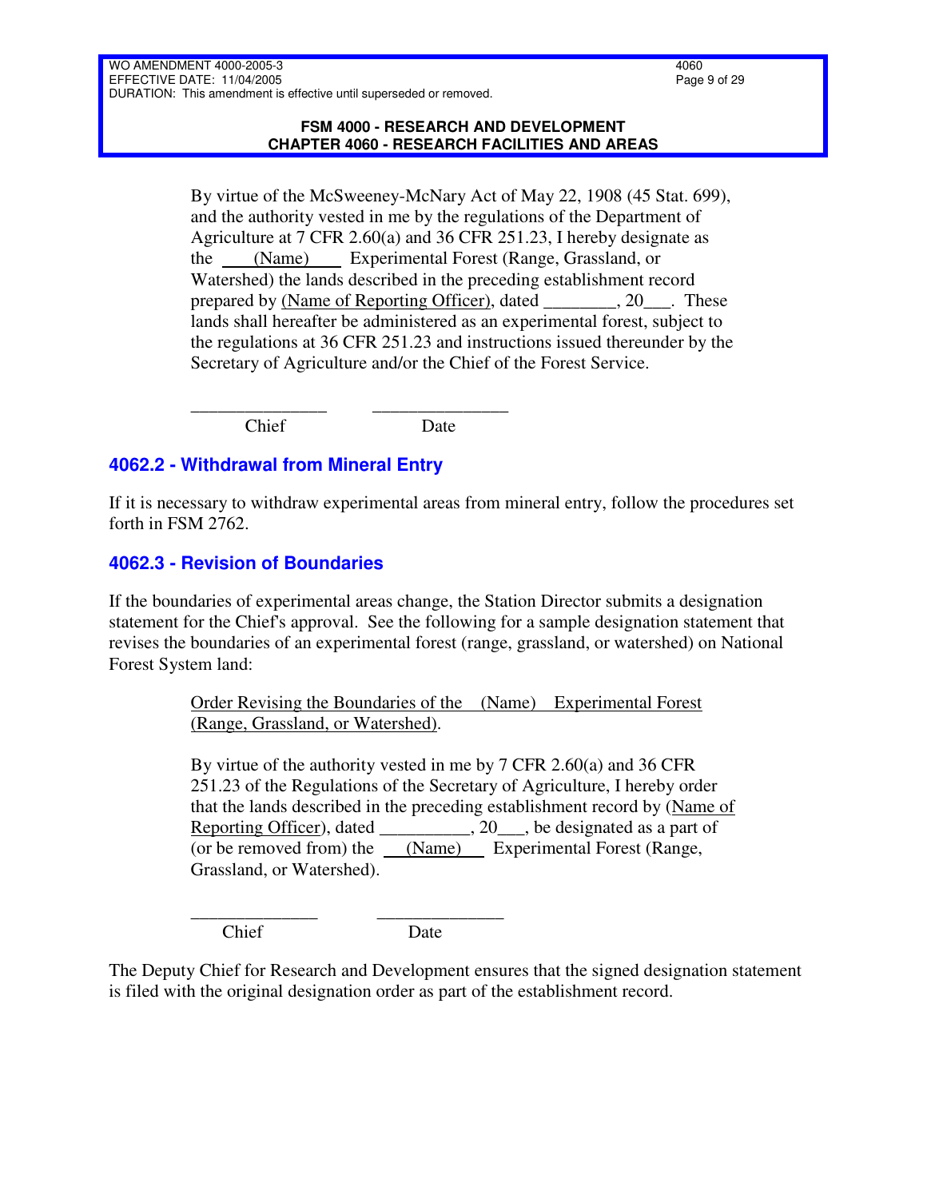By virtue of the McSweeney-McNary Act of May 22, 1908 (45 Stat. 699), and the authority vested in me by the regulations of the Department of Agriculture at 7 CFR 2.60(a) and 36 CFR 251.23, I hereby designate as the <u>    (Name)    </u> Experimental Forest (Range, Grassland, or Watershed) the lands described in the preceding establishment record prepared by <u>(Name of Reporting Officer)</u>, dated ________, 20___. These lands shall hereafter be administered as an experimental forest, subject to the regulations at 36 CFR 251.23 and instructions issued thereunder by the Secretary of Agriculture and/or the Chief of the Forest Service.

_______________ _______________
Chief Date

## 4062.2 - Withdrawal from Mineral Entry

If it is necessary to withdraw experimental areas from mineral entry, follow the procedures set forth in FSM 2762.

## 4062.3 - Revision of Boundaries

If the boundaries of experimental areas change, the Station Director submits a designation statement for the Chief's approval. See the following for a sample designation statement that revises the boundaries of an experimental forest (range, grassland, or watershed) on National Forest System land:

<u>Order Revising the Boundaries of the (Name) Experimental Forest (Range, Grassland, or Watershed)</u>.

By virtue of the authority vested in me by 7 CFR 2.60(a) and 36 CFR 251.23 of the Regulations of the Secretary of Agriculture, I hereby order that the lands described in the preceding establishment record by (<u>Name of Reporting Officer</u>), dated __________, 20___, be designated as a part of (or be removed from) the <u>   (Name)   </u> Experimental Forest (Range, Grassland, or Watershed).

______________ ______________
Chief Date

The Deputy Chief for Research and Development ensures that the signed designation statement is filed with the original designation order as part of the establishment record.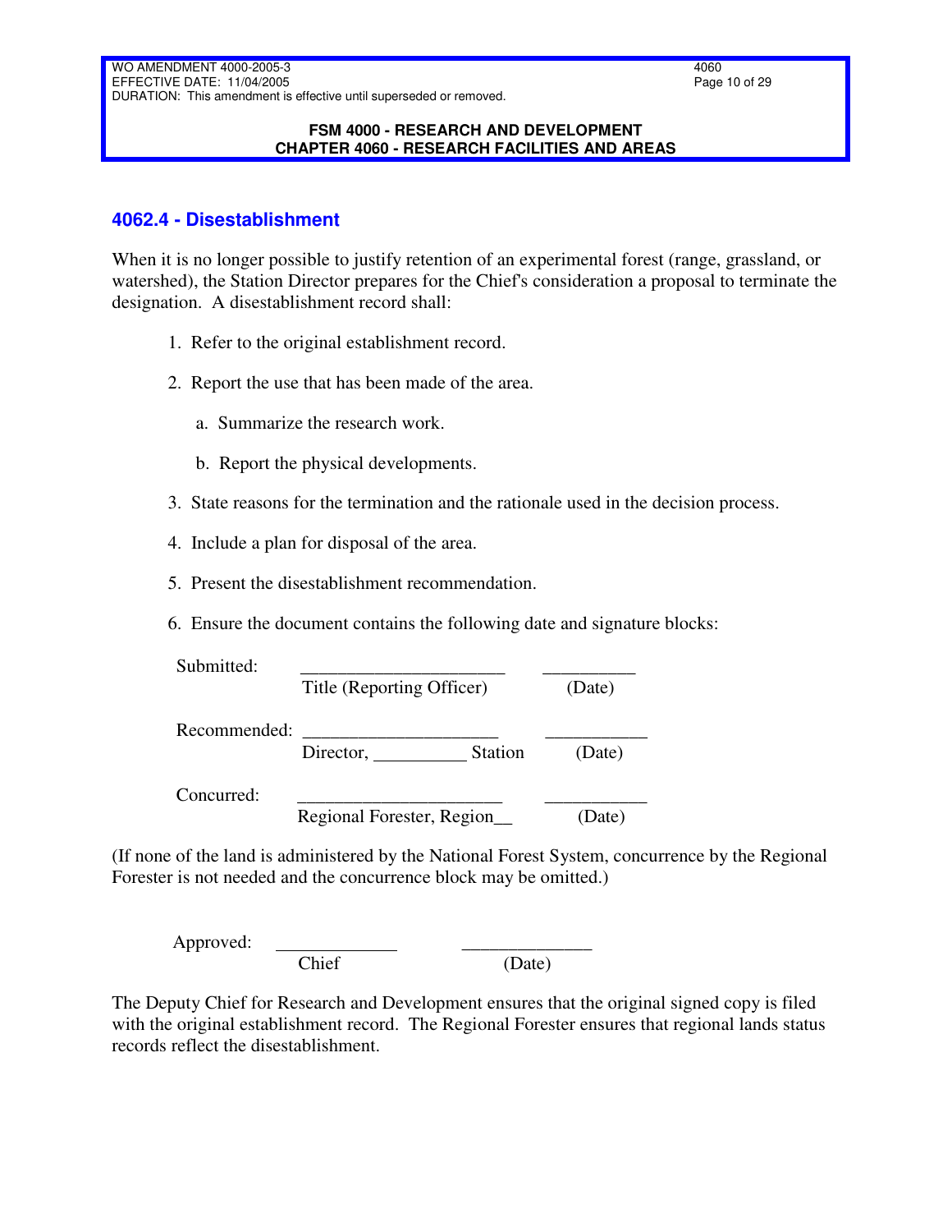### 4062.4 - Disestablishment

When it is no longer possible to justify retention of an experimental forest (range, grassland, or watershed), the Station Director prepares for the Chief's consideration a proposal to terminate the designation. A disestablishment record shall:

1. Refer to the original establishment record.
2. Report the use that has been made of the area.
   a. Summarize the research work.
   b. Report the physical developments.
3. State reasons for the termination and the rationale used in the decision process.
4. Include a plan for disposal of the area.
5. Present the disestablishment recommendation.
6. Ensure the document contains the following date and signature blocks:

| | | |
|---|---|---|
| Submitted: | ______________________ Title (Reporting Officer) | __________ (Date) |
| Recommended: | _____________________ Director, __________ Station | ___________ (Date) |
| Concurred: | ______________________ Regional Forester, Region__ | ___________ (Date) |

(If none of the land is administered by the National Forest System, concurrence by the Regional Forester is not needed and the concurrence block may be omitted.)

| | | |
|---|---|---|
| Approved: | _____________ Chief | ______________ (Date) |

The Deputy Chief for Research and Development ensures that the original signed copy is filed with the original establishment record. The Regional Forester ensures that regional lands status records reflect the disestablishment.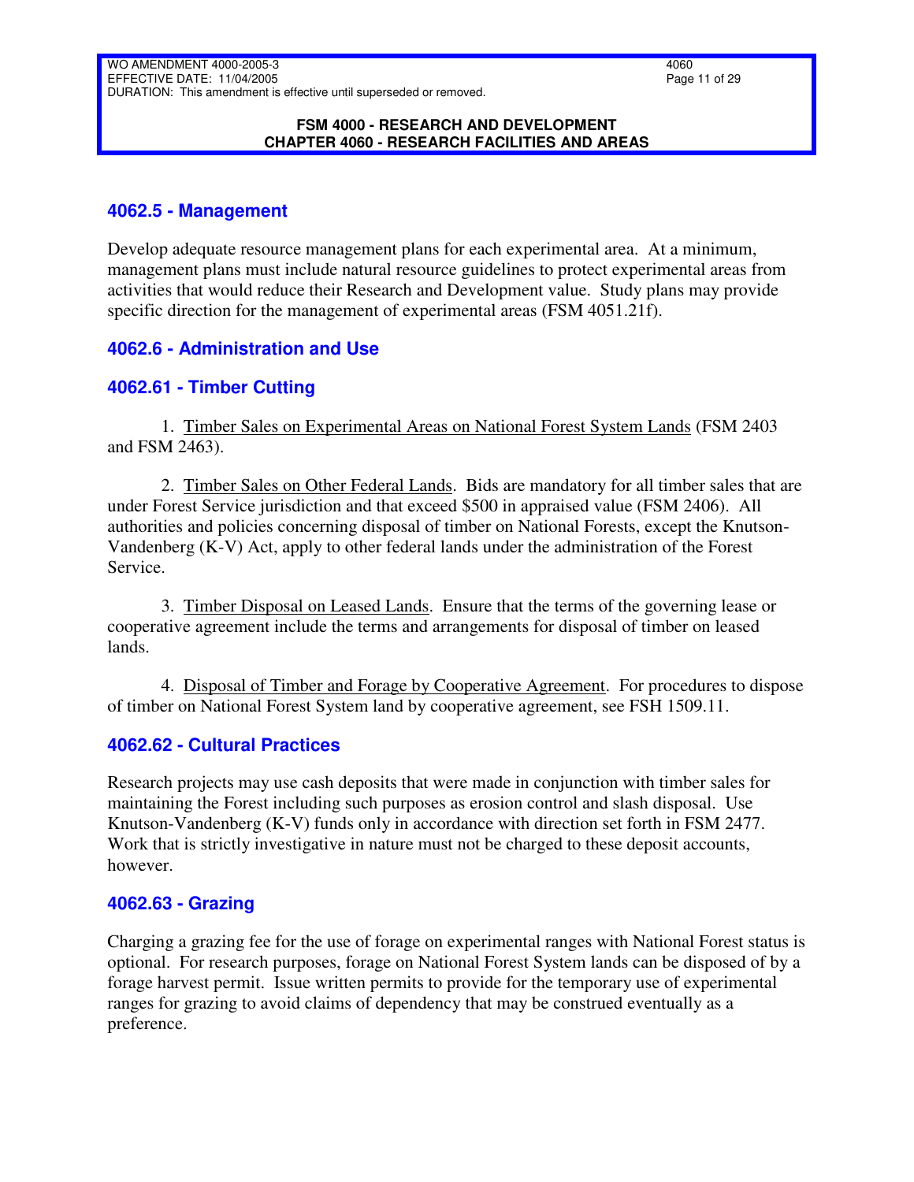### 4062.5 - Management

Develop adequate resource management plans for each experimental area. At a minimum, management plans must include natural resource guidelines to protect experimental areas from activities that would reduce their Research and Development value. Study plans may provide specific direction for the management of experimental areas (FSM 4051.21f).

### 4062.6 - Administration and Use

### 4062.61 - Timber Cutting

1. Timber Sales on Experimental Areas on National Forest System Lands (FSM 2403 and FSM 2463).

2. Timber Sales on Other Federal Lands. Bids are mandatory for all timber sales that are under Forest Service jurisdiction and that exceed $500 in appraised value (FSM 2406). All authorities and policies concerning disposal of timber on National Forests, except the Knutson-Vandenberg (K-V) Act, apply to other federal lands under the administration of the Forest Service.

3. Timber Disposal on Leased Lands. Ensure that the terms of the governing lease or cooperative agreement include the terms and arrangements for disposal of timber on leased lands.

4. Disposal of Timber and Forage by Cooperative Agreement. For procedures to dispose of timber on National Forest System land by cooperative agreement, see FSH 1509.11.

### 4062.62 - Cultural Practices

Research projects may use cash deposits that were made in conjunction with timber sales for maintaining the Forest including such purposes as erosion control and slash disposal. Use Knutson-Vandenberg (K-V) funds only in accordance with direction set forth in FSM 2477. Work that is strictly investigative in nature must not be charged to these deposit accounts, however.

### 4062.63 - Grazing

Charging a grazing fee for the use of forage on experimental ranges with National Forest status is optional. For research purposes, forage on National Forest System lands can be disposed of by a forage harvest permit. Issue written permits to provide for the temporary use of experimental ranges for grazing to avoid claims of dependency that may be construed eventually as a preference.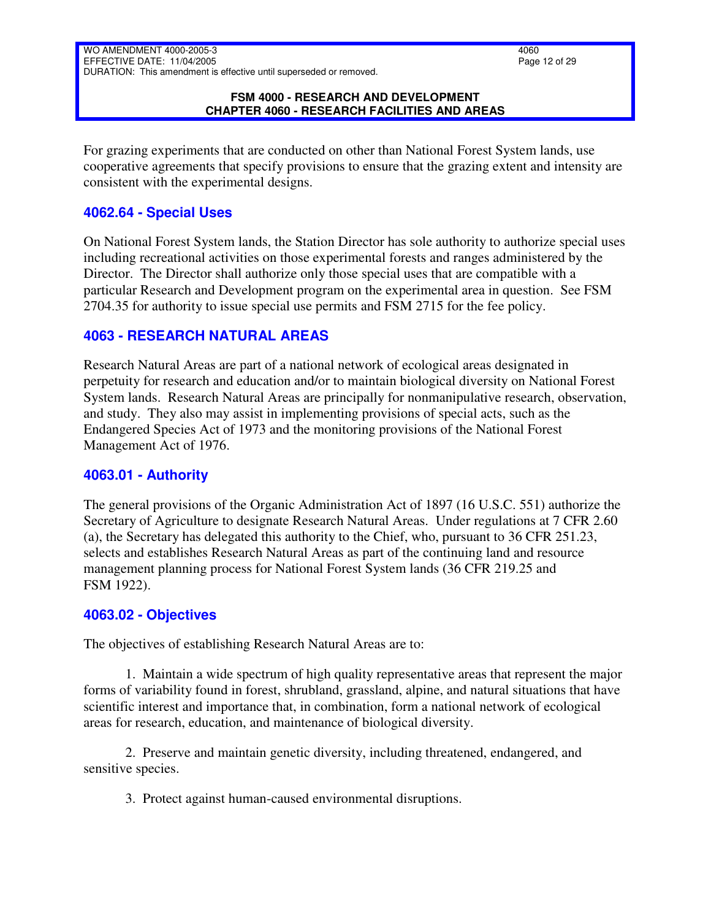For grazing experiments that are conducted on other than National Forest System lands, use cooperative agreements that specify provisions to ensure that the grazing extent and intensity are consistent with the experimental designs.

### 4062.64 - Special Uses

On National Forest System lands, the Station Director has sole authority to authorize special uses including recreational activities on those experimental forests and ranges administered by the Director. The Director shall authorize only those special uses that are compatible with a particular Research and Development program on the experimental area in question. See FSM 2704.35 for authority to issue special use permits and FSM 2715 for the fee policy.

## 4063 - RESEARCH NATURAL AREAS

Research Natural Areas are part of a national network of ecological areas designated in perpetuity for research and education and/or to maintain biological diversity on National Forest System lands. Research Natural Areas are principally for nonmanipulative research, observation, and study. They also may assist in implementing provisions of special acts, such as the Endangered Species Act of 1973 and the monitoring provisions of the National Forest Management Act of 1976.

### 4063.01 - Authority

The general provisions of the Organic Administration Act of 1897 (16 U.S.C. 551) authorize the Secretary of Agriculture to designate Research Natural Areas. Under regulations at 7 CFR 2.60 (a), the Secretary has delegated this authority to the Chief, who, pursuant to 36 CFR 251.23, selects and establishes Research Natural Areas as part of the continuing land and resource management planning process for National Forest System lands (36 CFR 219.25 and FSM 1922).

### 4063.02 - Objectives

The objectives of establishing Research Natural Areas are to:

1. Maintain a wide spectrum of high quality representative areas that represent the major forms of variability found in forest, shrubland, grassland, alpine, and natural situations that have scientific interest and importance that, in combination, form a national network of ecological areas for research, education, and maintenance of biological diversity.

2. Preserve and maintain genetic diversity, including threatened, endangered, and sensitive species.

3. Protect against human-caused environmental disruptions.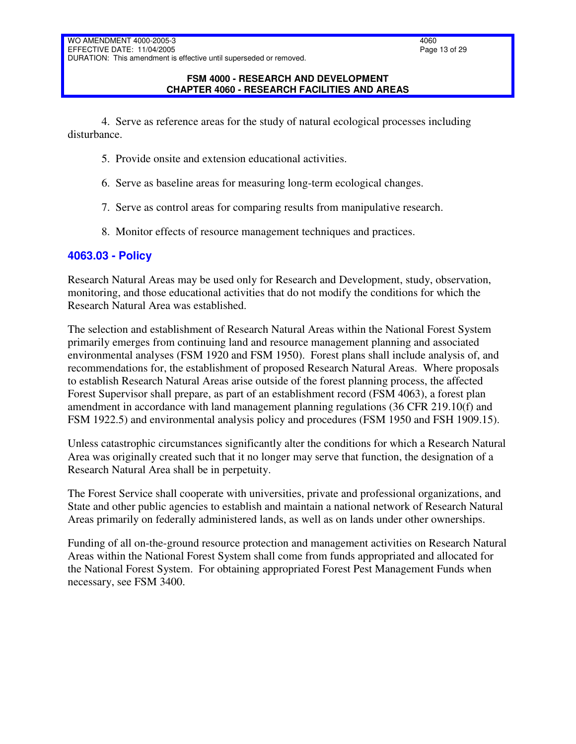4. Serve as reference areas for the study of natural ecological processes including disturbance.

5. Provide onsite and extension educational activities.

6. Serve as baseline areas for measuring long-term ecological changes.

7. Serve as control areas for comparing results from manipulative research.

8. Monitor effects of resource management techniques and practices.

## 4063.03 - Policy

Research Natural Areas may be used only for Research and Development, study, observation, monitoring, and those educational activities that do not modify the conditions for which the Research Natural Area was established.

The selection and establishment of Research Natural Areas within the National Forest System primarily emerges from continuing land and resource management planning and associated environmental analyses (FSM 1920 and FSM 1950). Forest plans shall include analysis of, and recommendations for, the establishment of proposed Research Natural Areas. Where proposals to establish Research Natural Areas arise outside of the forest planning process, the affected Forest Supervisor shall prepare, as part of an establishment record (FSM 4063), a forest plan amendment in accordance with land management planning regulations (36 CFR 219.10(f) and FSM 1922.5) and environmental analysis policy and procedures (FSM 1950 and FSH 1909.15).

Unless catastrophic circumstances significantly alter the conditions for which a Research Natural Area was originally created such that it no longer may serve that function, the designation of a Research Natural Area shall be in perpetuity.

The Forest Service shall cooperate with universities, private and professional organizations, and State and other public agencies to establish and maintain a national network of Research Natural Areas primarily on federally administered lands, as well as on lands under other ownerships.

Funding of all on-the-ground resource protection and management activities on Research Natural Areas within the National Forest System shall come from funds appropriated and allocated for the National Forest System. For obtaining appropriated Forest Pest Management Funds when necessary, see FSM 3400.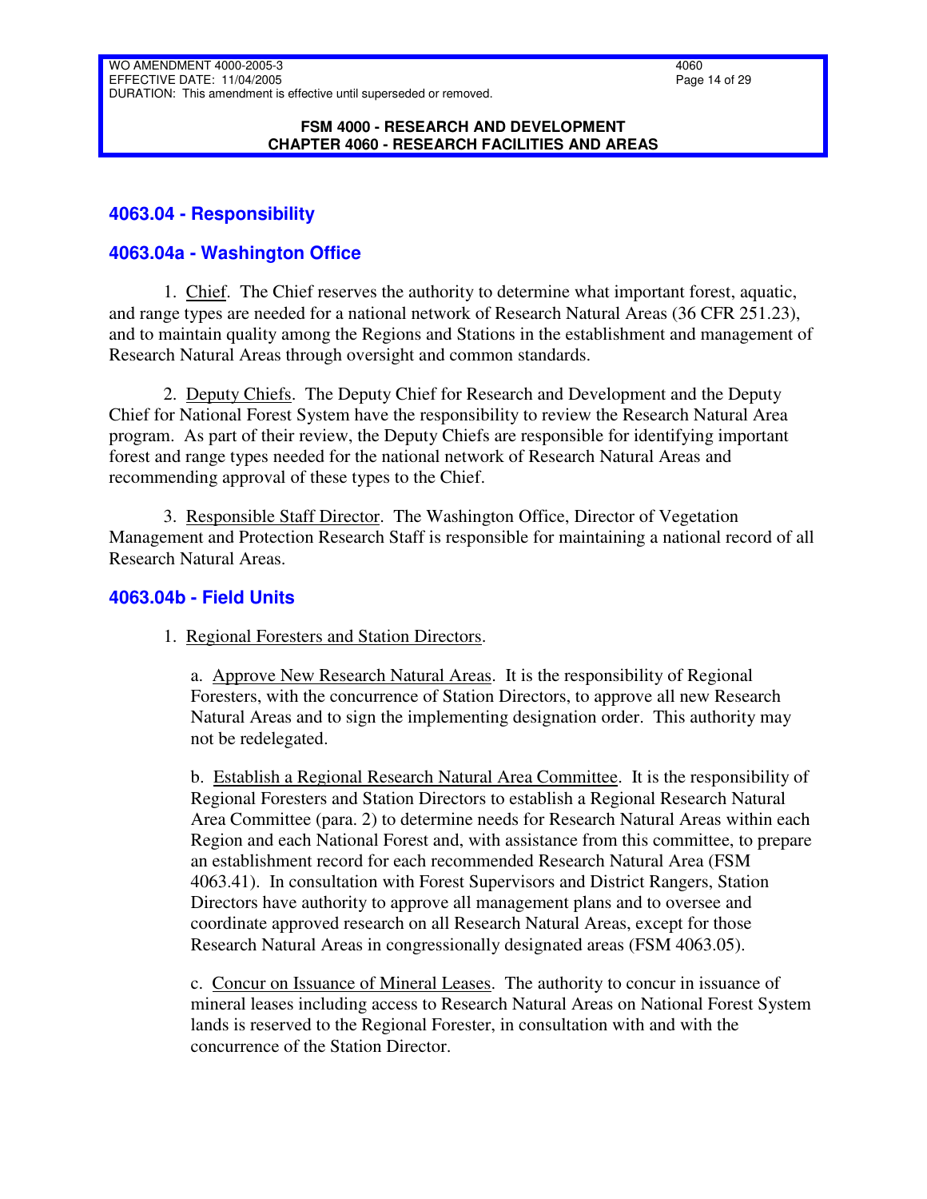## 4063.04 - Responsibility

### 4063.04a - Washington Office

1. Chief. The Chief reserves the authority to determine what important forest, aquatic, and range types are needed for a national network of Research Natural Areas (36 CFR 251.23), and to maintain quality among the Regions and Stations in the establishment and management of Research Natural Areas through oversight and common standards.

2. Deputy Chiefs. The Deputy Chief for Research and Development and the Deputy Chief for National Forest System have the responsibility to review the Research Natural Area program. As part of their review, the Deputy Chiefs are responsible for identifying important forest and range types needed for the national network of Research Natural Areas and recommending approval of these types to the Chief.

3. Responsible Staff Director. The Washington Office, Director of Vegetation Management and Protection Research Staff is responsible for maintaining a national record of all Research Natural Areas.

### 4063.04b - Field Units

1. Regional Foresters and Station Directors.

   a. Approve New Research Natural Areas. It is the responsibility of Regional Foresters, with the concurrence of Station Directors, to approve all new Research Natural Areas and to sign the implementing designation order. This authority may not be redelegated.

   b. Establish a Regional Research Natural Area Committee. It is the responsibility of Regional Foresters and Station Directors to establish a Regional Research Natural Area Committee (para. 2) to determine needs for Research Natural Areas within each Region and each National Forest and, with assistance from this committee, to prepare an establishment record for each recommended Research Natural Area (FSM 4063.41). In consultation with Forest Supervisors and District Rangers, Station Directors have authority to approve all management plans and to oversee and coordinate approved research on all Research Natural Areas, except for those Research Natural Areas in congressionally designated areas (FSM 4063.05).

   c. Concur on Issuance of Mineral Leases. The authority to concur in issuance of mineral leases including access to Research Natural Areas on National Forest System lands is reserved to the Regional Forester, in consultation with and with the concurrence of the Station Director.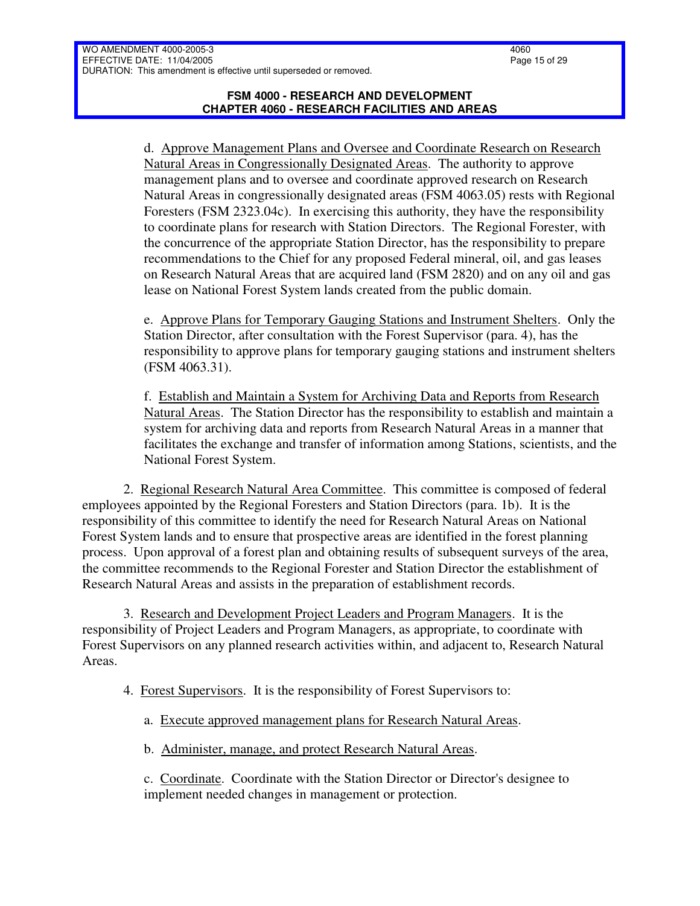d. Approve Management Plans and Oversee and Coordinate Research on Research Natural Areas in Congressionally Designated Areas. The authority to approve management plans and to oversee and coordinate approved research on Research Natural Areas in congressionally designated areas (FSM 4063.05) rests with Regional Foresters (FSM 2323.04c). In exercising this authority, they have the responsibility to coordinate plans for research with Station Directors. The Regional Forester, with the concurrence of the appropriate Station Director, has the responsibility to prepare recommendations to the Chief for any proposed Federal mineral, oil, and gas leases on Research Natural Areas that are acquired land (FSM 2820) and on any oil and gas lease on National Forest System lands created from the public domain.

e. Approve Plans for Temporary Gauging Stations and Instrument Shelters. Only the Station Director, after consultation with the Forest Supervisor (para. 4), has the responsibility to approve plans for temporary gauging stations and instrument shelters (FSM 4063.31).

f. Establish and Maintain a System for Archiving Data and Reports from Research Natural Areas. The Station Director has the responsibility to establish and maintain a system for archiving data and reports from Research Natural Areas in a manner that facilitates the exchange and transfer of information among Stations, scientists, and the National Forest System.

2. Regional Research Natural Area Committee. This committee is composed of federal employees appointed by the Regional Foresters and Station Directors (para. 1b). It is the responsibility of this committee to identify the need for Research Natural Areas on National Forest System lands and to ensure that prospective areas are identified in the forest planning process. Upon approval of a forest plan and obtaining results of subsequent surveys of the area, the committee recommends to the Regional Forester and Station Director the establishment of Research Natural Areas and assists in the preparation of establishment records.

3. Research and Development Project Leaders and Program Managers. It is the responsibility of Project Leaders and Program Managers, as appropriate, to coordinate with Forest Supervisors on any planned research activities within, and adjacent to, Research Natural Areas.

4. Forest Supervisors. It is the responsibility of Forest Supervisors to:

a. Execute approved management plans for Research Natural Areas.

b. Administer, manage, and protect Research Natural Areas.

c. Coordinate. Coordinate with the Station Director or Director's designee to implement needed changes in management or protection.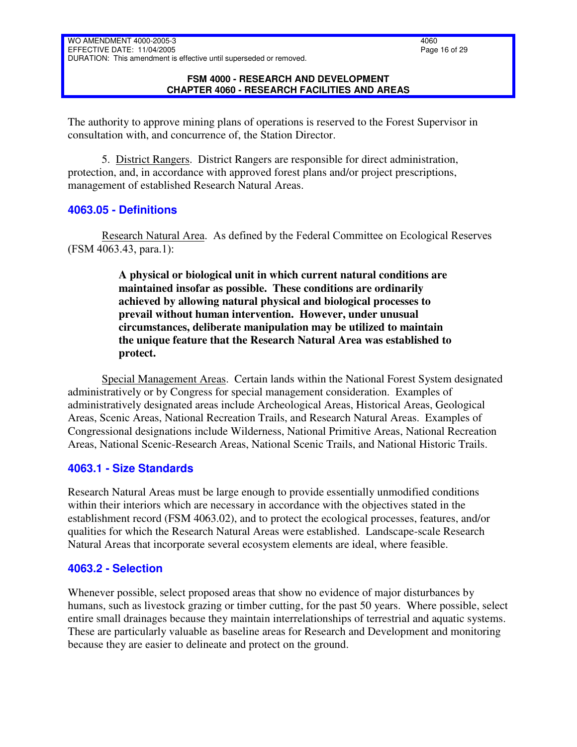The authority to approve mining plans of operations is reserved to the Forest Supervisor in consultation with, and concurrence of, the Station Director.

5. District Rangers. District Rangers are responsible for direct administration, protection, and, in accordance with approved forest plans and/or project prescriptions, management of established Research Natural Areas.

## 4063.05 - Definitions

Research Natural Area. As defined by the Federal Committee on Ecological Reserves (FSM 4063.43, para.1):

> **A physical or biological unit in which current natural conditions are maintained insofar as possible. These conditions are ordinarily achieved by allowing natural physical and biological processes to prevail without human intervention. However, under unusual circumstances, deliberate manipulation may be utilized to maintain the unique feature that the Research Natural Area was established to protect.**

Special Management Areas. Certain lands within the National Forest System designated administratively or by Congress for special management consideration. Examples of administratively designated areas include Archeological Areas, Historical Areas, Geological Areas, Scenic Areas, National Recreation Trails, and Research Natural Areas. Examples of Congressional designations include Wilderness, National Primitive Areas, National Recreation Areas, National Scenic-Research Areas, National Scenic Trails, and National Historic Trails.

## 4063.1 - Size Standards

Research Natural Areas must be large enough to provide essentially unmodified conditions within their interiors which are necessary in accordance with the objectives stated in the establishment record (FSM 4063.02), and to protect the ecological processes, features, and/or qualities for which the Research Natural Areas were established. Landscape-scale Research Natural Areas that incorporate several ecosystem elements are ideal, where feasible.

## 4063.2 - Selection

Whenever possible, select proposed areas that show no evidence of major disturbances by humans, such as livestock grazing or timber cutting, for the past 50 years. Where possible, select entire small drainages because they maintain interrelationships of terrestrial and aquatic systems. These are particularly valuable as baseline areas for Research and Development and monitoring because they are easier to delineate and protect on the ground.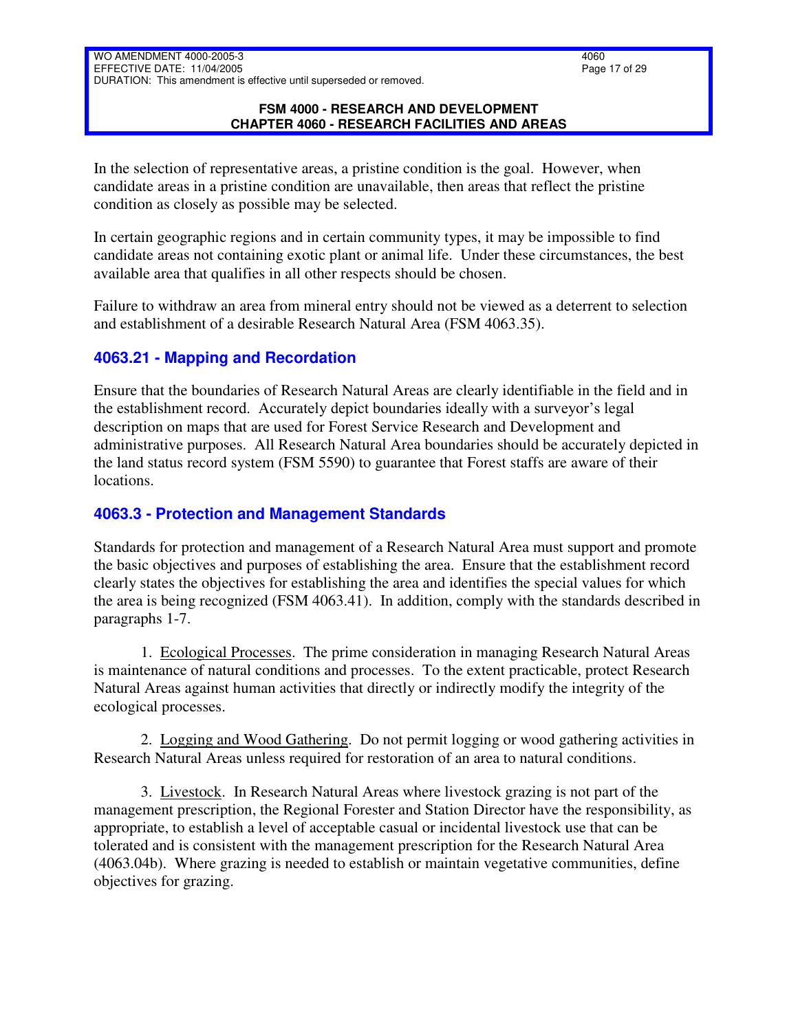In the selection of representative areas, a pristine condition is the goal. However, when candidate areas in a pristine condition are unavailable, then areas that reflect the pristine condition as closely as possible may be selected.

In certain geographic regions and in certain community types, it may be impossible to find candidate areas not containing exotic plant or animal life. Under these circumstances, the best available area that qualifies in all other respects should be chosen.

Failure to withdraw an area from mineral entry should not be viewed as a deterrent to selection and establishment of a desirable Research Natural Area (FSM 4063.35).

### 4063.21 - Mapping and Recordation

Ensure that the boundaries of Research Natural Areas are clearly identifiable in the field and in the establishment record. Accurately depict boundaries ideally with a surveyor's legal description on maps that are used for Forest Service Research and Development and administrative purposes. All Research Natural Area boundaries should be accurately depicted in the land status record system (FSM 5590) to guarantee that Forest staffs are aware of their locations.

### 4063.3 - Protection and Management Standards

Standards for protection and management of a Research Natural Area must support and promote the basic objectives and purposes of establishing the area. Ensure that the establishment record clearly states the objectives for establishing the area and identifies the special values for which the area is being recognized (FSM 4063.41). In addition, comply with the standards described in paragraphs 1-7.

1. Ecological Processes. The prime consideration in managing Research Natural Areas is maintenance of natural conditions and processes. To the extent practicable, protect Research Natural Areas against human activities that directly or indirectly modify the integrity of the ecological processes.

2. Logging and Wood Gathering. Do not permit logging or wood gathering activities in Research Natural Areas unless required for restoration of an area to natural conditions.

3. Livestock. In Research Natural Areas where livestock grazing is not part of the management prescription, the Regional Forester and Station Director have the responsibility, as appropriate, to establish a level of acceptable casual or incidental livestock use that can be tolerated and is consistent with the management prescription for the Research Natural Area (4063.04b). Where grazing is needed to establish or maintain vegetative communities, define objectives for grazing.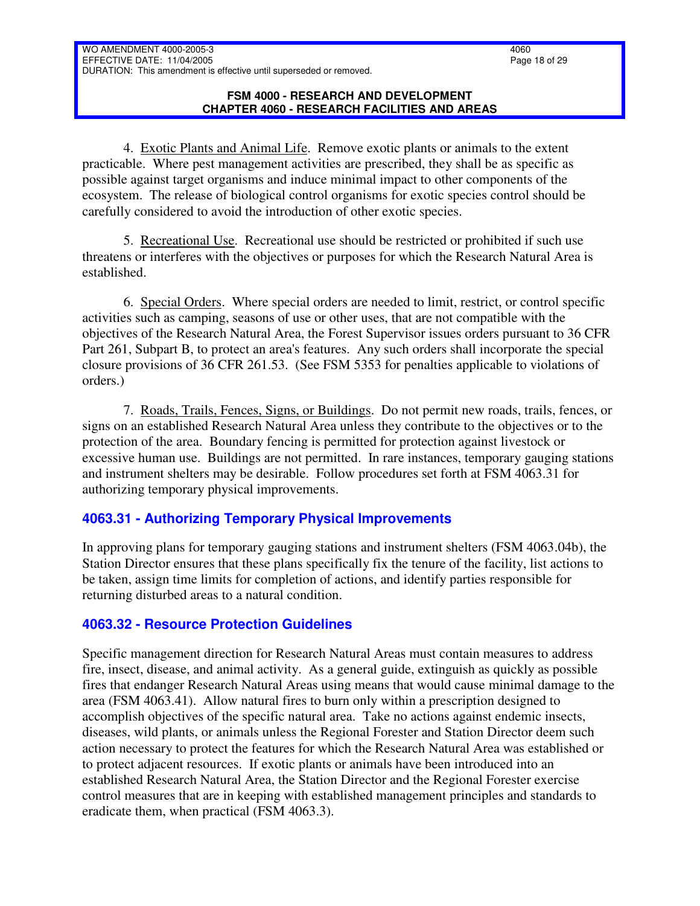4. Exotic Plants and Animal Life. Remove exotic plants or animals to the extent practicable. Where pest management activities are prescribed, they shall be as specific as possible against target organisms and induce minimal impact to other components of the ecosystem. The release of biological control organisms for exotic species control should be carefully considered to avoid the introduction of other exotic species.

5. Recreational Use. Recreational use should be restricted or prohibited if such use threatens or interferes with the objectives or purposes for which the Research Natural Area is established.

6. Special Orders. Where special orders are needed to limit, restrict, or control specific activities such as camping, seasons of use or other uses, that are not compatible with the objectives of the Research Natural Area, the Forest Supervisor issues orders pursuant to 36 CFR Part 261, Subpart B, to protect an area's features. Any such orders shall incorporate the special closure provisions of 36 CFR 261.53. (See FSM 5353 for penalties applicable to violations of orders.)

7. Roads, Trails, Fences, Signs, or Buildings. Do not permit new roads, trails, fences, or signs on an established Research Natural Area unless they contribute to the objectives or to the protection of the area. Boundary fencing is permitted for protection against livestock or excessive human use. Buildings are not permitted. In rare instances, temporary gauging stations and instrument shelters may be desirable. Follow procedures set forth at FSM 4063.31 for authorizing temporary physical improvements.

## 4063.31 - Authorizing Temporary Physical Improvements

In approving plans for temporary gauging stations and instrument shelters (FSM 4063.04b), the Station Director ensures that these plans specifically fix the tenure of the facility, list actions to be taken, assign time limits for completion of actions, and identify parties responsible for returning disturbed areas to a natural condition.

## 4063.32 - Resource Protection Guidelines

Specific management direction for Research Natural Areas must contain measures to address fire, insect, disease, and animal activity. As a general guide, extinguish as quickly as possible fires that endanger Research Natural Areas using means that would cause minimal damage to the area (FSM 4063.41). Allow natural fires to burn only within a prescription designed to accomplish objectives of the specific natural area. Take no actions against endemic insects, diseases, wild plants, or animals unless the Regional Forester and Station Director deem such action necessary to protect the features for which the Research Natural Area was established or to protect adjacent resources. If exotic plants or animals have been introduced into an established Research Natural Area, the Station Director and the Regional Forester exercise control measures that are in keeping with established management principles and standards to eradicate them, when practical (FSM 4063.3).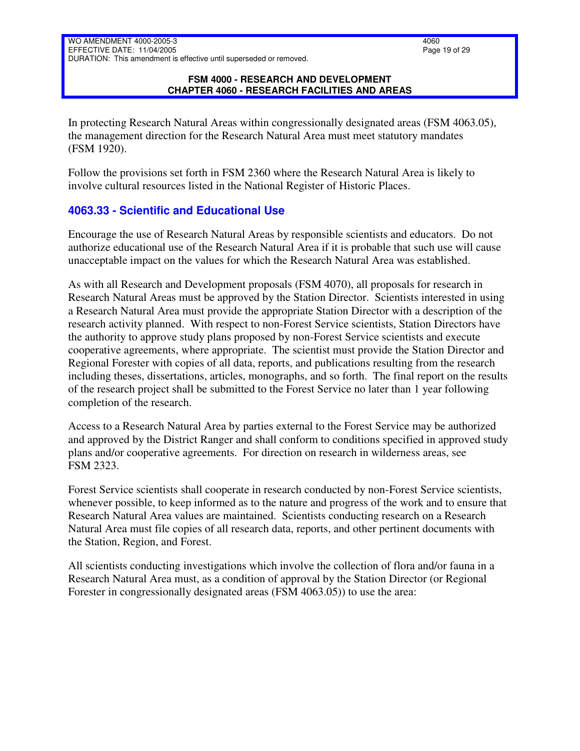In protecting Research Natural Areas within congressionally designated areas (FSM 4063.05), the management direction for the Research Natural Area must meet statutory mandates (FSM 1920).

Follow the provisions set forth in FSM 2360 where the Research Natural Area is likely to involve cultural resources listed in the National Register of Historic Places.

## 4063.33 - Scientific and Educational Use

Encourage the use of Research Natural Areas by responsible scientists and educators. Do not authorize educational use of the Research Natural Area if it is probable that such use will cause unacceptable impact on the values for which the Research Natural Area was established.

As with all Research and Development proposals (FSM 4070), all proposals for research in Research Natural Areas must be approved by the Station Director. Scientists interested in using a Research Natural Area must provide the appropriate Station Director with a description of the research activity planned. With respect to non-Forest Service scientists, Station Directors have the authority to approve study plans proposed by non-Forest Service scientists and execute cooperative agreements, where appropriate. The scientist must provide the Station Director and Regional Forester with copies of all data, reports, and publications resulting from the research including theses, dissertations, articles, monographs, and so forth. The final report on the results of the research project shall be submitted to the Forest Service no later than 1 year following completion of the research.

Access to a Research Natural Area by parties external to the Forest Service may be authorized and approved by the District Ranger and shall conform to conditions specified in approved study plans and/or cooperative agreements. For direction on research in wilderness areas, see FSM 2323.

Forest Service scientists shall cooperate in research conducted by non-Forest Service scientists, whenever possible, to keep informed as to the nature and progress of the work and to ensure that Research Natural Area values are maintained. Scientists conducting research on a Research Natural Area must file copies of all research data, reports, and other pertinent documents with the Station, Region, and Forest.

All scientists conducting investigations which involve the collection of flora and/or fauna in a Research Natural Area must, as a condition of approval by the Station Director (or Regional Forester in congressionally designated areas (FSM 4063.05)) to use the area: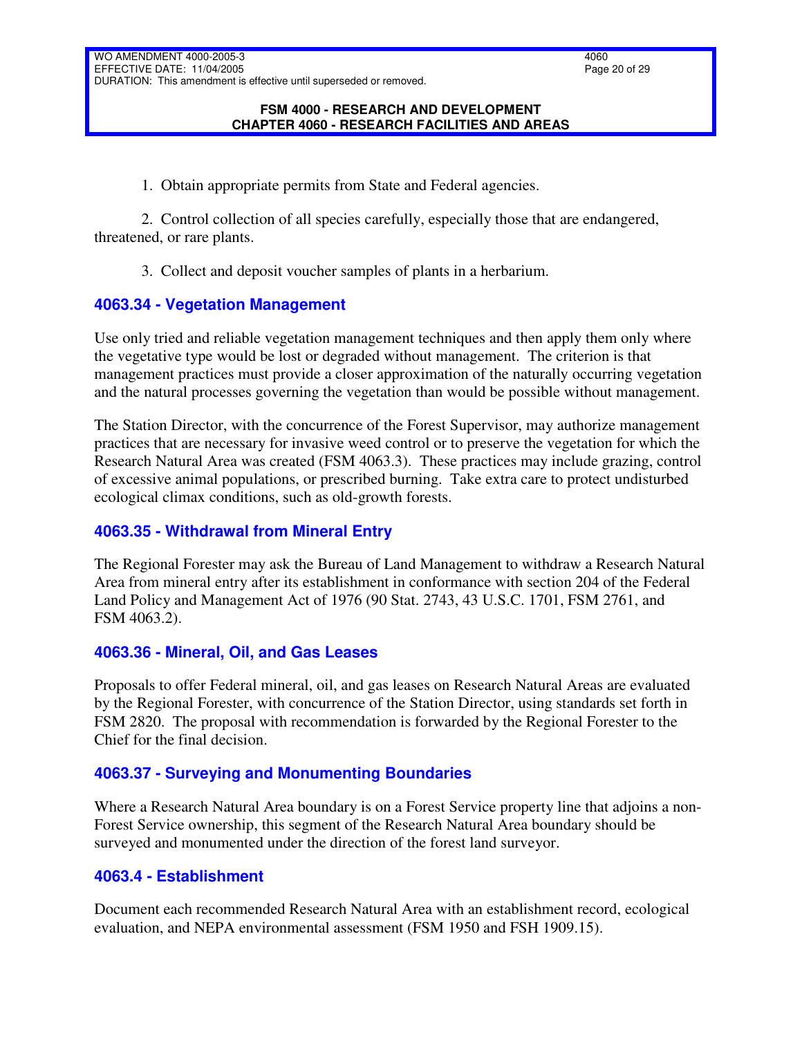1. Obtain appropriate permits from State and Federal agencies.

2. Control collection of all species carefully, especially those that are endangered, threatened, or rare plants.

3. Collect and deposit voucher samples of plants in a herbarium.

### 4063.34 - Vegetation Management

Use only tried and reliable vegetation management techniques and then apply them only where the vegetative type would be lost or degraded without management. The criterion is that management practices must provide a closer approximation of the naturally occurring vegetation and the natural processes governing the vegetation than would be possible without management.

The Station Director, with the concurrence of the Forest Supervisor, may authorize management practices that are necessary for invasive weed control or to preserve the vegetation for which the Research Natural Area was created (FSM 4063.3). These practices may include grazing, control of excessive animal populations, or prescribed burning. Take extra care to protect undisturbed ecological climax conditions, such as old-growth forests.

### 4063.35 - Withdrawal from Mineral Entry

The Regional Forester may ask the Bureau of Land Management to withdraw a Research Natural Area from mineral entry after its establishment in conformance with section 204 of the Federal Land Policy and Management Act of 1976 (90 Stat. 2743, 43 U.S.C. 1701, FSM 2761, and FSM 4063.2).

### 4063.36 - Mineral, Oil, and Gas Leases

Proposals to offer Federal mineral, oil, and gas leases on Research Natural Areas are evaluated by the Regional Forester, with concurrence of the Station Director, using standards set forth in FSM 2820. The proposal with recommendation is forwarded by the Regional Forester to the Chief for the final decision.

### 4063.37 - Surveying and Monumenting Boundaries

Where a Research Natural Area boundary is on a Forest Service property line that adjoins a non-Forest Service ownership, this segment of the Research Natural Area boundary should be surveyed and monumented under the direction of the forest land surveyor.

### 4063.4 - Establishment

Document each recommended Research Natural Area with an establishment record, ecological evaluation, and NEPA environmental assessment (FSM 1950 and FSH 1909.15).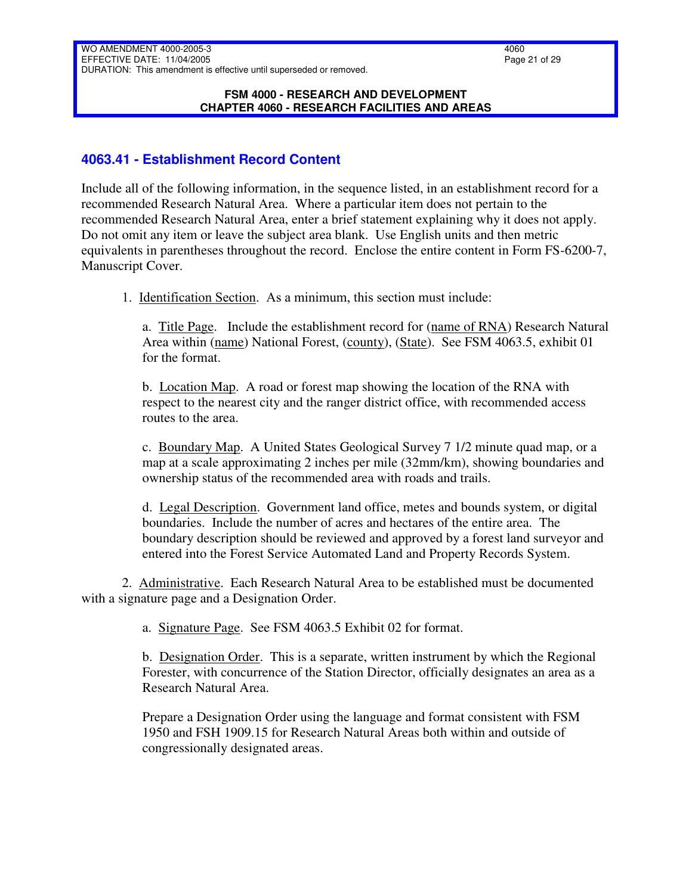## 4063.41 - Establishment Record Content

Include all of the following information, in the sequence listed, in an establishment record for a recommended Research Natural Area. Where a particular item does not pertain to the recommended Research Natural Area, enter a brief statement explaining why it does not apply. Do not omit any item or leave the subject area blank. Use English units and then metric equivalents in parentheses throughout the record. Enclose the entire content in Form FS-6200-7, Manuscript Cover.

1. Identification Section. As a minimum, this section must include:

   a. Title Page. Include the establishment record for (name of RNA) Research Natural Area within (name) National Forest, (county), (State). See FSM 4063.5, exhibit 01 for the format.

   b. Location Map. A road or forest map showing the location of the RNA with respect to the nearest city and the ranger district office, with recommended access routes to the area.

   c. Boundary Map. A United States Geological Survey 7 1/2 minute quad map, or a map at a scale approximating 2 inches per mile (32mm/km), showing boundaries and ownership status of the recommended area with roads and trails.

   d. Legal Description. Government land office, metes and bounds system, or digital boundaries. Include the number of acres and hectares of the entire area. The boundary description should be reviewed and approved by a forest land surveyor and entered into the Forest Service Automated Land and Property Records System.

2. Administrative. Each Research Natural Area to be established must be documented with a signature page and a Designation Order.

   a. Signature Page. See FSM 4063.5 Exhibit 02 for format.

   b. Designation Order. This is a separate, written instrument by which the Regional Forester, with concurrence of the Station Director, officially designates an area as a Research Natural Area.

   Prepare a Designation Order using the language and format consistent with FSM 1950 and FSH 1909.15 for Research Natural Areas both within and outside of congressionally designated areas.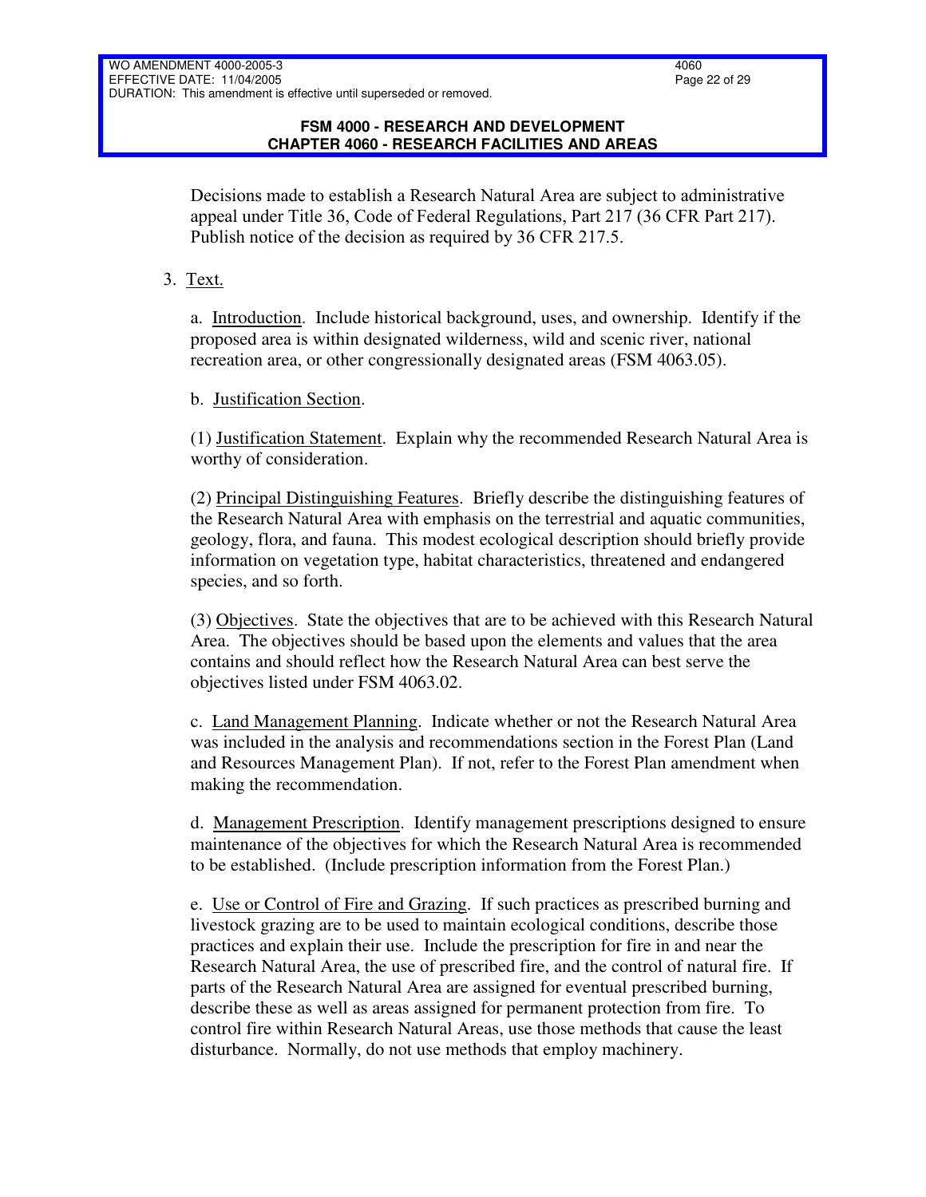Decisions made to establish a Research Natural Area are subject to administrative appeal under Title 36, Code of Federal Regulations, Part 217 (36 CFR Part 217). Publish notice of the decision as required by 36 CFR 217.5.

3. Text.

a. Introduction. Include historical background, uses, and ownership. Identify if the proposed area is within designated wilderness, wild and scenic river, national recreation area, or other congressionally designated areas (FSM 4063.05).

b. Justification Section.

(1) Justification Statement. Explain why the recommended Research Natural Area is worthy of consideration.

(2) Principal Distinguishing Features. Briefly describe the distinguishing features of the Research Natural Area with emphasis on the terrestrial and aquatic communities, geology, flora, and fauna. This modest ecological description should briefly provide information on vegetation type, habitat characteristics, threatened and endangered species, and so forth.

(3) Objectives. State the objectives that are to be achieved with this Research Natural Area. The objectives should be based upon the elements and values that the area contains and should reflect how the Research Natural Area can best serve the objectives listed under FSM 4063.02.

c. Land Management Planning. Indicate whether or not the Research Natural Area was included in the analysis and recommendations section in the Forest Plan (Land and Resources Management Plan). If not, refer to the Forest Plan amendment when making the recommendation.

d. Management Prescription. Identify management prescriptions designed to ensure maintenance of the objectives for which the Research Natural Area is recommended to be established. (Include prescription information from the Forest Plan.)

e. Use or Control of Fire and Grazing. If such practices as prescribed burning and livestock grazing are to be used to maintain ecological conditions, describe those practices and explain their use. Include the prescription for fire in and near the Research Natural Area, the use of prescribed fire, and the control of natural fire. If parts of the Research Natural Area are assigned for eventual prescribed burning, describe these as well as areas assigned for permanent protection from fire. To control fire within Research Natural Areas, use those methods that cause the least disturbance. Normally, do not use methods that employ machinery.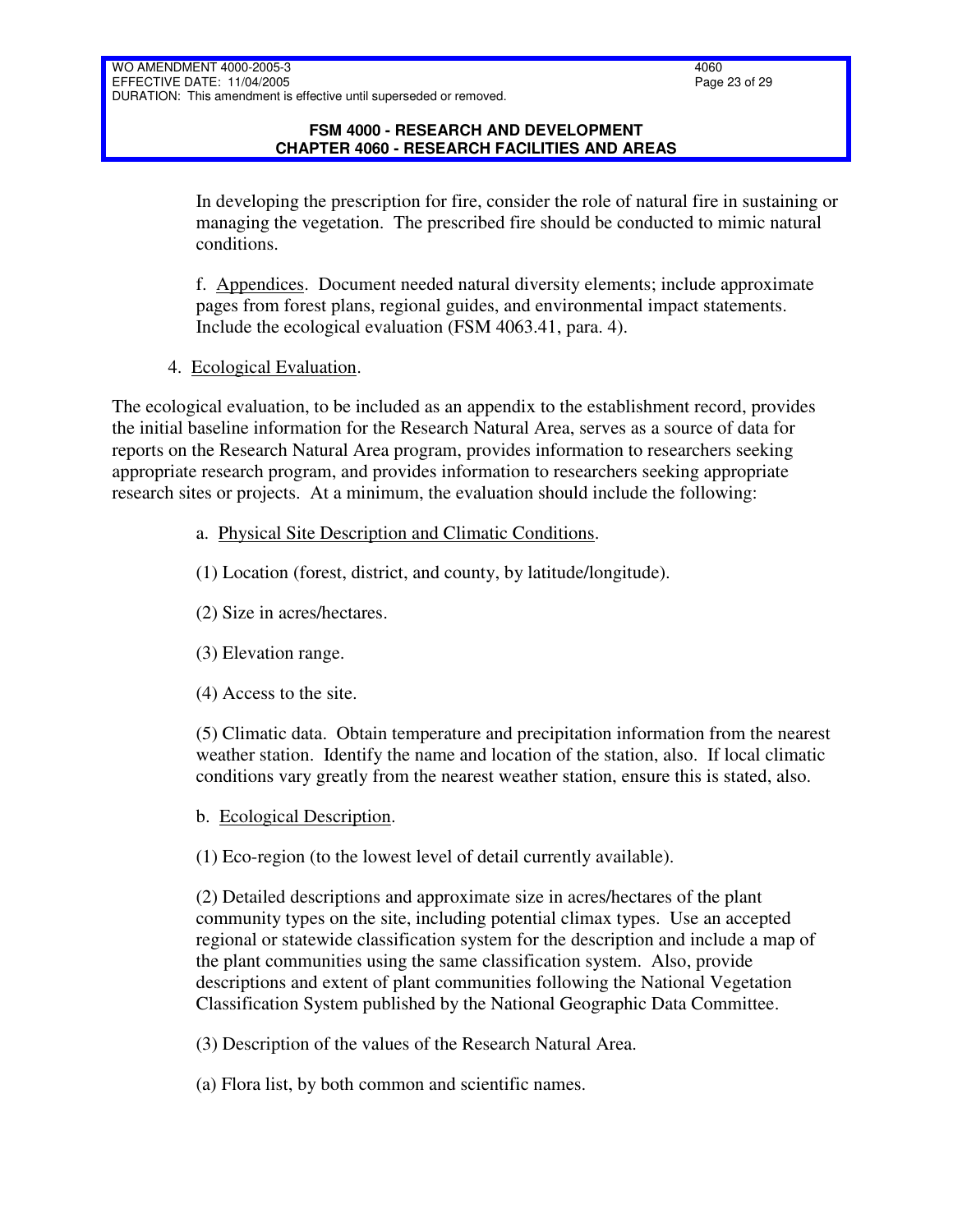In developing the prescription for fire, consider the role of natural fire in sustaining or managing the vegetation. The prescribed fire should be conducted to mimic natural conditions.

f. Appendices. Document needed natural diversity elements; include approximate pages from forest plans, regional guides, and environmental impact statements. Include the ecological evaluation (FSM 4063.41, para. 4).

4. Ecological Evaluation.

The ecological evaluation, to be included as an appendix to the establishment record, provides the initial baseline information for the Research Natural Area, serves as a source of data for reports on the Research Natural Area program, provides information to researchers seeking appropriate research program, and provides information to researchers seeking appropriate research sites or projects. At a minimum, the evaluation should include the following:

a. Physical Site Description and Climatic Conditions.

(1) Location (forest, district, and county, by latitude/longitude).

(2) Size in acres/hectares.

(3) Elevation range.

(4) Access to the site.

(5) Climatic data. Obtain temperature and precipitation information from the nearest weather station. Identify the name and location of the station, also. If local climatic conditions vary greatly from the nearest weather station, ensure this is stated, also.

b. Ecological Description.

(1) Eco-region (to the lowest level of detail currently available).

(2) Detailed descriptions and approximate size in acres/hectares of the plant community types on the site, including potential climax types. Use an accepted regional or statewide classification system for the description and include a map of the plant communities using the same classification system. Also, provide descriptions and extent of plant communities following the National Vegetation Classification System published by the National Geographic Data Committee.

(3) Description of the values of the Research Natural Area.

(a) Flora list, by both common and scientific names.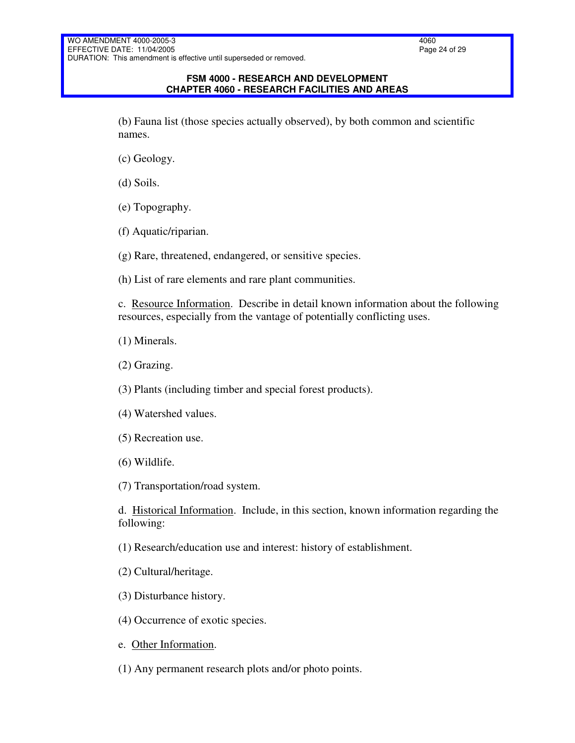(b) Fauna list (those species actually observed), by both common and scientific names.

(c) Geology.

(d) Soils.

(e) Topography.

(f) Aquatic/riparian.

(g) Rare, threatened, endangered, or sensitive species.

(h) List of rare elements and rare plant communities.

c. Resource Information. Describe in detail known information about the following resources, especially from the vantage of potentially conflicting uses.

(1) Minerals.

(2) Grazing.

(3) Plants (including timber and special forest products).

(4) Watershed values.

(5) Recreation use.

(6) Wildlife.

(7) Transportation/road system.

d. Historical Information. Include, in this section, known information regarding the following:

(1) Research/education use and interest: history of establishment.

(2) Cultural/heritage.

(3) Disturbance history.

(4) Occurrence of exotic species.

e. Other Information.

(1) Any permanent research plots and/or photo points.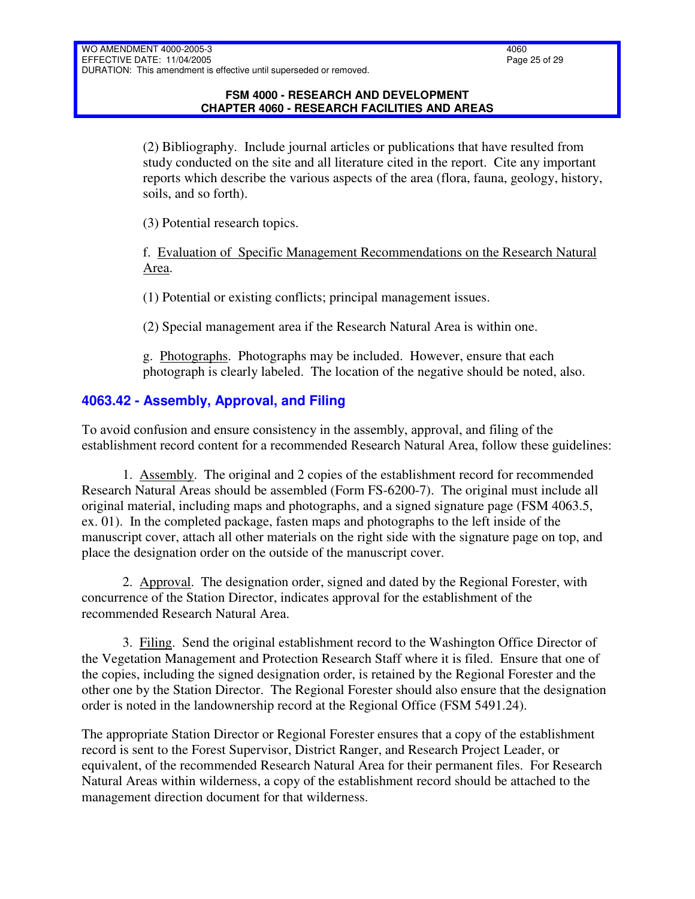(2) Bibliography. Include journal articles or publications that have resulted from study conducted on the site and all literature cited in the report. Cite any important reports which describe the various aspects of the area (flora, fauna, geology, history, soils, and so forth).

(3) Potential research topics.

f. Evaluation of Specific Management Recommendations on the Research Natural Area.

(1) Potential or existing conflicts; principal management issues.

(2) Special management area if the Research Natural Area is within one.

g. Photographs. Photographs may be included. However, ensure that each photograph is clearly labeled. The location of the negative should be noted, also.

## 4063.42 - Assembly, Approval, and Filing

To avoid confusion and ensure consistency in the assembly, approval, and filing of the establishment record content for a recommended Research Natural Area, follow these guidelines:

1. Assembly. The original and 2 copies of the establishment record for recommended Research Natural Areas should be assembled (Form FS-6200-7). The original must include all original material, including maps and photographs, and a signed signature page (FSM 4063.5, ex. 01). In the completed package, fasten maps and photographs to the left inside of the manuscript cover, attach all other materials on the right side with the signature page on top, and place the designation order on the outside of the manuscript cover.

2. Approval. The designation order, signed and dated by the Regional Forester, with concurrence of the Station Director, indicates approval for the establishment of the recommended Research Natural Area.

3. Filing. Send the original establishment record to the Washington Office Director of the Vegetation Management and Protection Research Staff where it is filed. Ensure that one of the copies, including the signed designation order, is retained by the Regional Forester and the other one by the Station Director. The Regional Forester should also ensure that the designation order is noted in the landownership record at the Regional Office (FSM 5491.24).

The appropriate Station Director or Regional Forester ensures that a copy of the establishment record is sent to the Forest Supervisor, District Ranger, and Research Project Leader, or equivalent, of the recommended Research Natural Area for their permanent files. For Research Natural Areas within wilderness, a copy of the establishment record should be attached to the management direction document for that wilderness.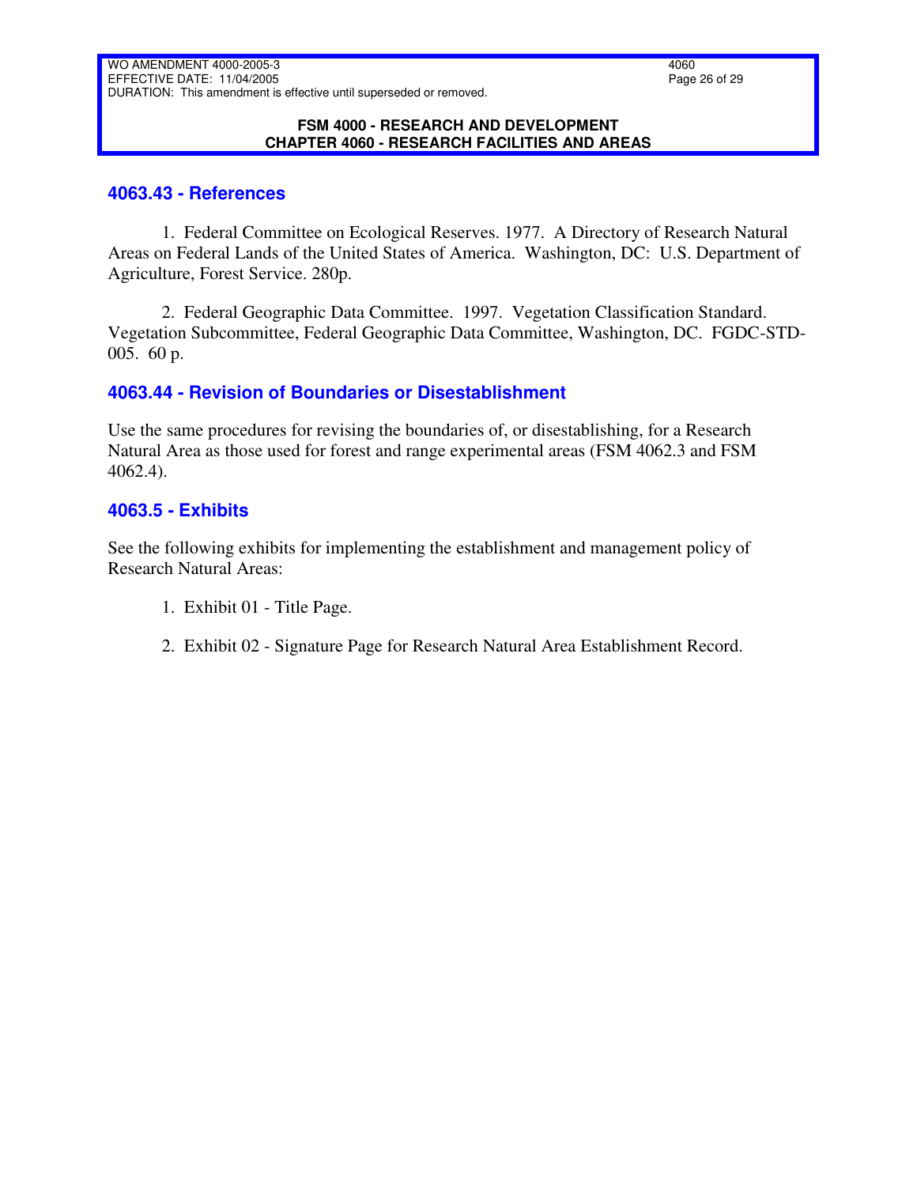## 4063.43 - References

1. Federal Committee on Ecological Reserves. 1977. A Directory of Research Natural Areas on Federal Lands of the United States of America. Washington, DC: U.S. Department of Agriculture, Forest Service. 280p.

2. Federal Geographic Data Committee. 1997. Vegetation Classification Standard. Vegetation Subcommittee, Federal Geographic Data Committee, Washington, DC. FGDC-STD-005. 60 p.

## 4063.44 - Revision of Boundaries or Disestablishment

Use the same procedures for revising the boundaries of, or disestablishing, for a Research Natural Area as those used for forest and range experimental areas (FSM 4062.3 and FSM 4062.4).

## 4063.5 - Exhibits

See the following exhibits for implementing the establishment and management policy of Research Natural Areas:

1. Exhibit 01 - Title Page.

2. Exhibit 02 - Signature Page for Research Natural Area Establishment Record.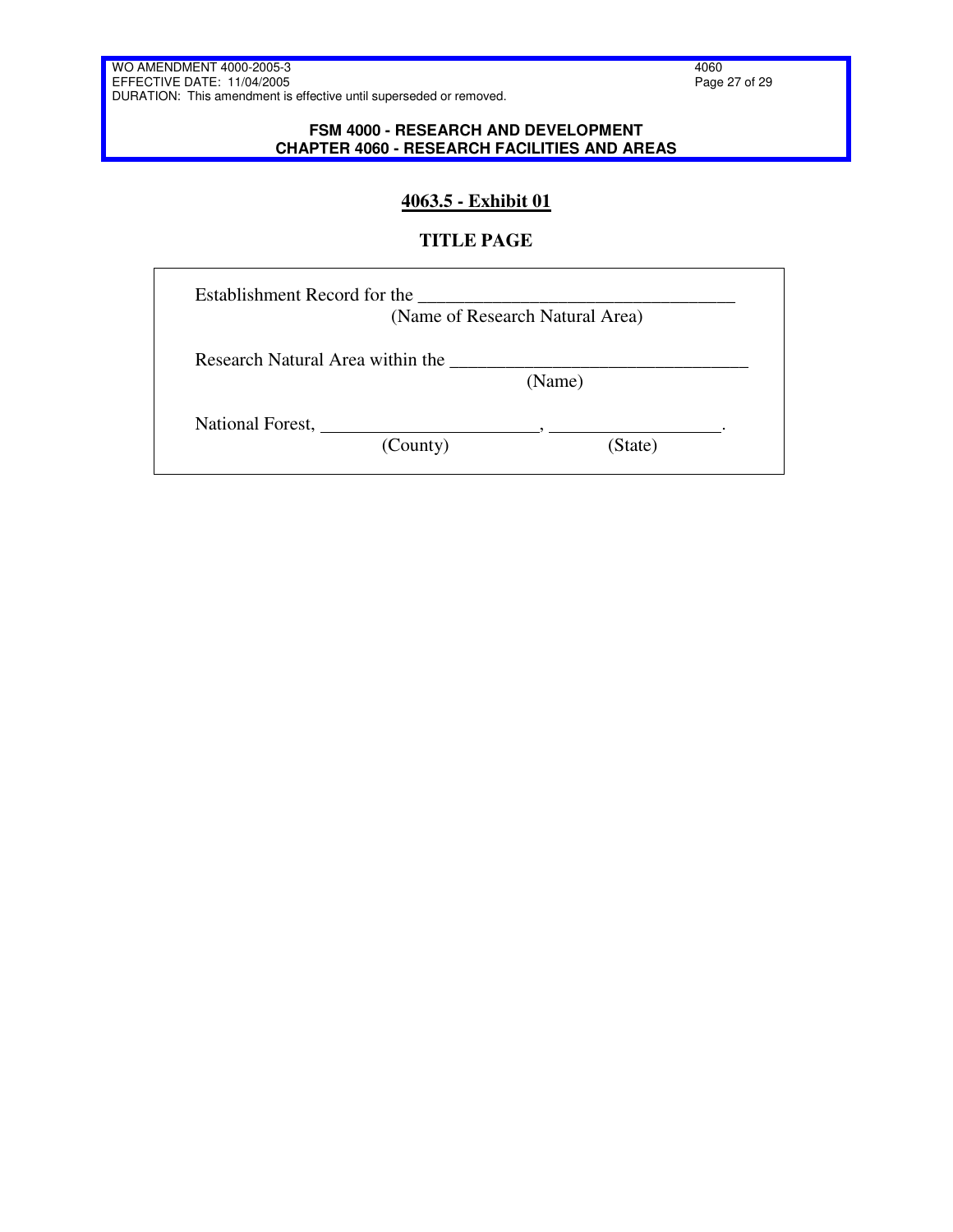## 4063.5 - Exhibit 01

### TITLE PAGE

Establishment Record for the ________________________________
(Name of Research Natural Area)

Research Natural Area within the ______________________________
(Name)

National Forest, _____________________, _________________.
(County) (State)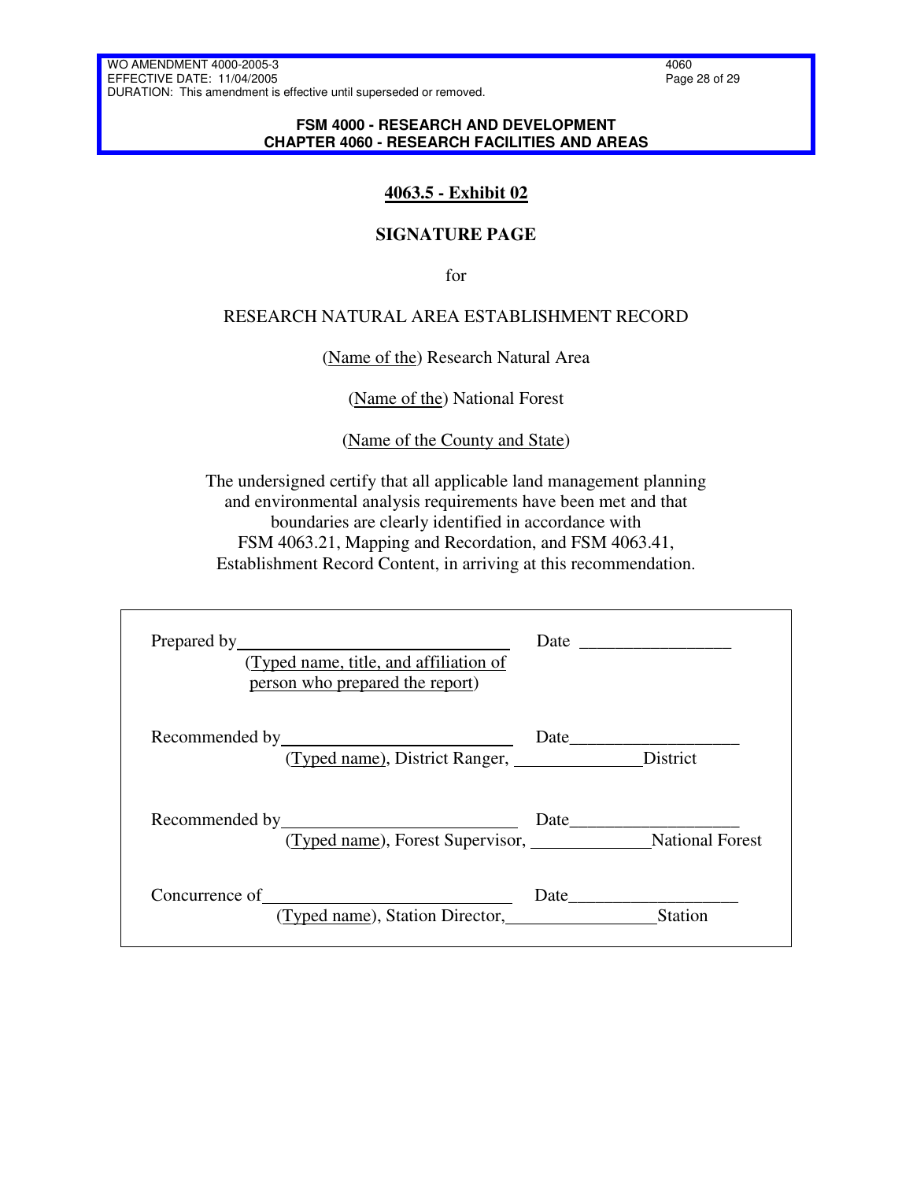## 4063.5 - Exhibit 02

### SIGNATURE PAGE

for

RESEARCH NATURAL AREA ESTABLISHMENT RECORD

(Name of the) Research Natural Area

(Name of the) National Forest

(Name of the County and State)

The undersigned certify that all applicable land management planning and environmental analysis requirements have been met and that boundaries are clearly identified in accordance with FSM 4063.21, Mapping and Recordation, and FSM 4063.41, Establishment Record Content, in arriving at this recommendation.

Prepared by\_\_\_\_\_\_\_\_\_\_\_\_\_\_\_\_\_\_\_\_\_\_\_\_\_\_\_\_\_\_ Date \_\_\_\_\_\_\_\_\_\_\_\_\_\_\_\_\_
(Typed name, title, and affiliation of person who prepared the report)

Recommended by\_\_\_\_\_\_\_\_\_\_\_\_\_\_\_\_\_\_\_\_\_\_\_\_\_\_ Date\_\_\_\_\_\_\_\_\_\_\_\_\_\_\_\_\_\_\_
(Typed name), District Ranger, \_\_\_\_\_\_\_\_\_\_\_\_\_\_District

Recommended by\_\_\_\_\_\_\_\_\_\_\_\_\_\_\_\_\_\_\_\_\_\_\_\_\_\_ Date\_\_\_\_\_\_\_\_\_\_\_\_\_\_\_\_\_\_\_
(Typed name), Forest Supervisor, \_\_\_\_\_\_\_\_\_\_\_\_\_National Forest

Concurrence of\_\_\_\_\_\_\_\_\_\_\_\_\_\_\_\_\_\_\_\_\_\_\_\_\_\_\_ Date\_\_\_\_\_\_\_\_\_\_\_\_\_\_\_\_\_\_\_
(Typed name), Station Director,\_\_\_\_\_\_\_\_\_\_\_\_\_\_\_\_Station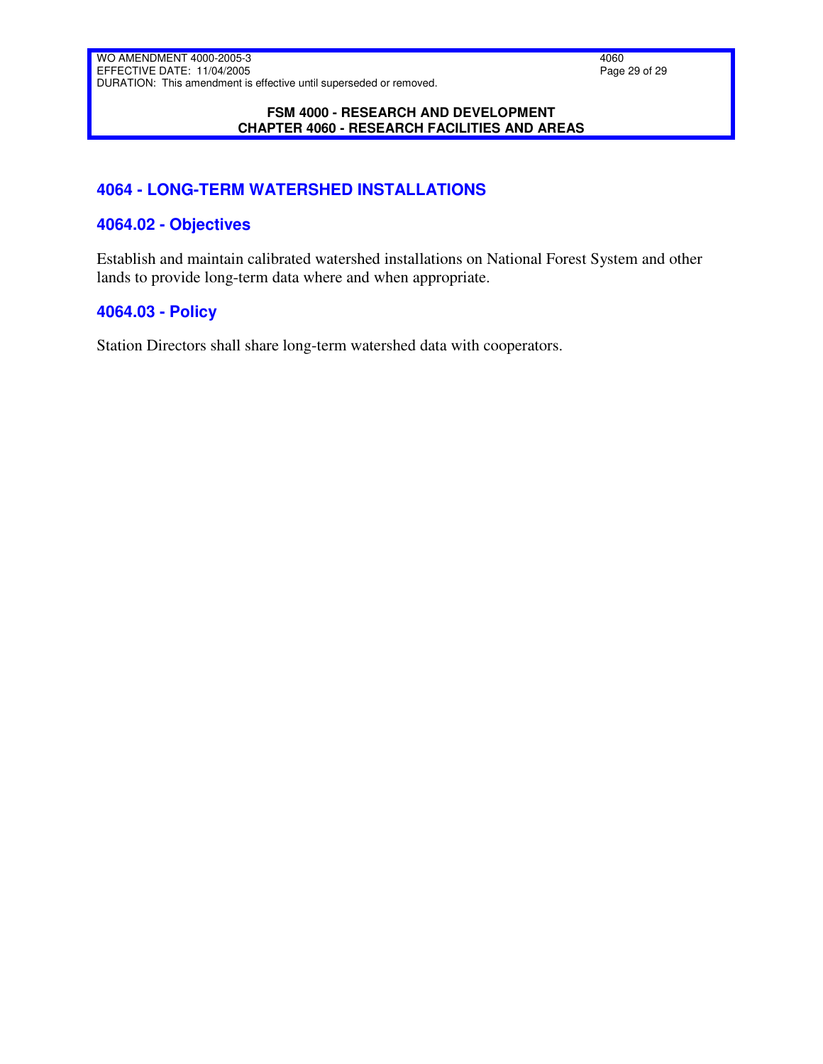## 4064 - LONG-TERM WATERSHED INSTALLATIONS

### 4064.02 - Objectives

Establish and maintain calibrated watershed installations on National Forest System and other lands to provide long-term data where and when appropriate.

### 4064.03 - Policy

Station Directors shall share long-term watershed data with cooperators.